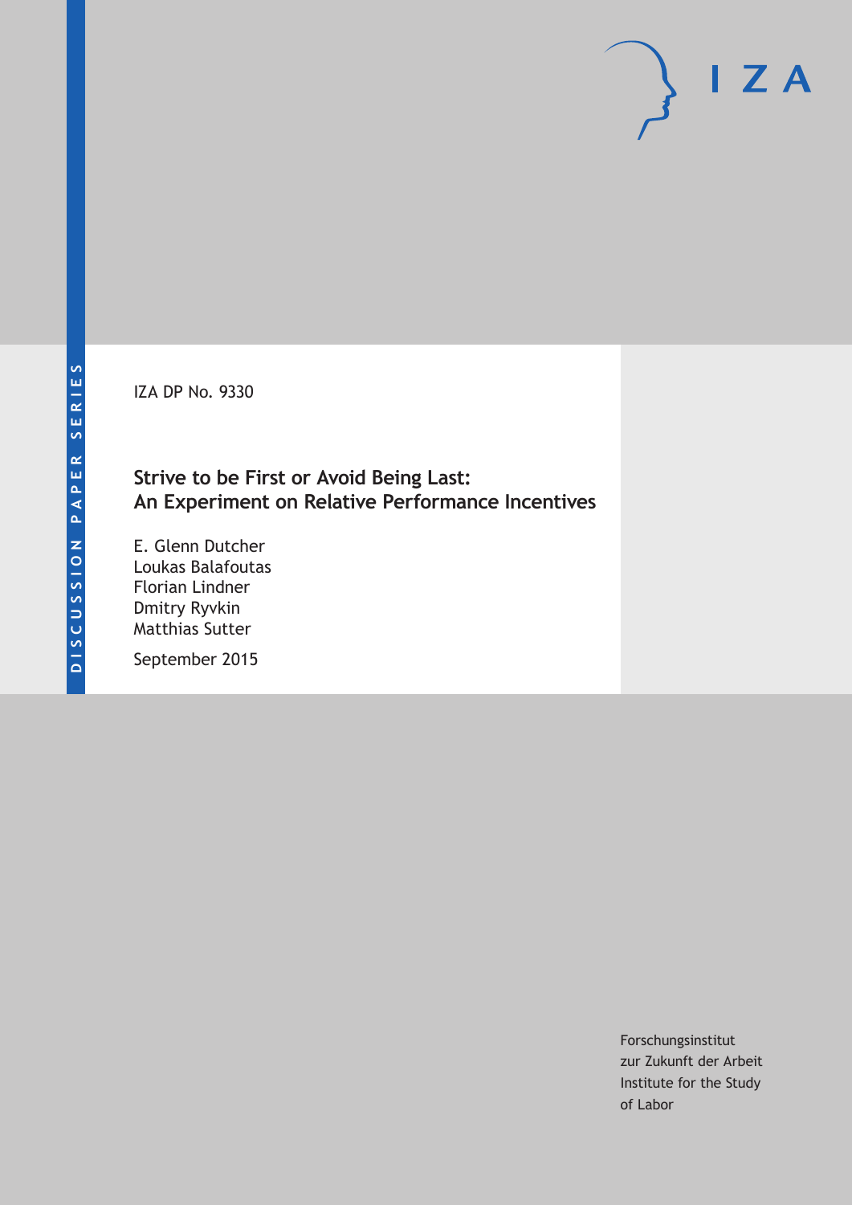DISCUSSION PAPER SERIES

IZA DP No. 9330

# Strive to be First or Avoid Being Last: An Experiment on Relative Performance Incentives

E. Glenn Dutcher
Loukas Balafoutas
Florian Lindner
Dmitry Ryvkin
Matthias Sutter

September 2015

Forschungsinstitut
zur Zukunft der Arbeit
Institute for the Study
of Labor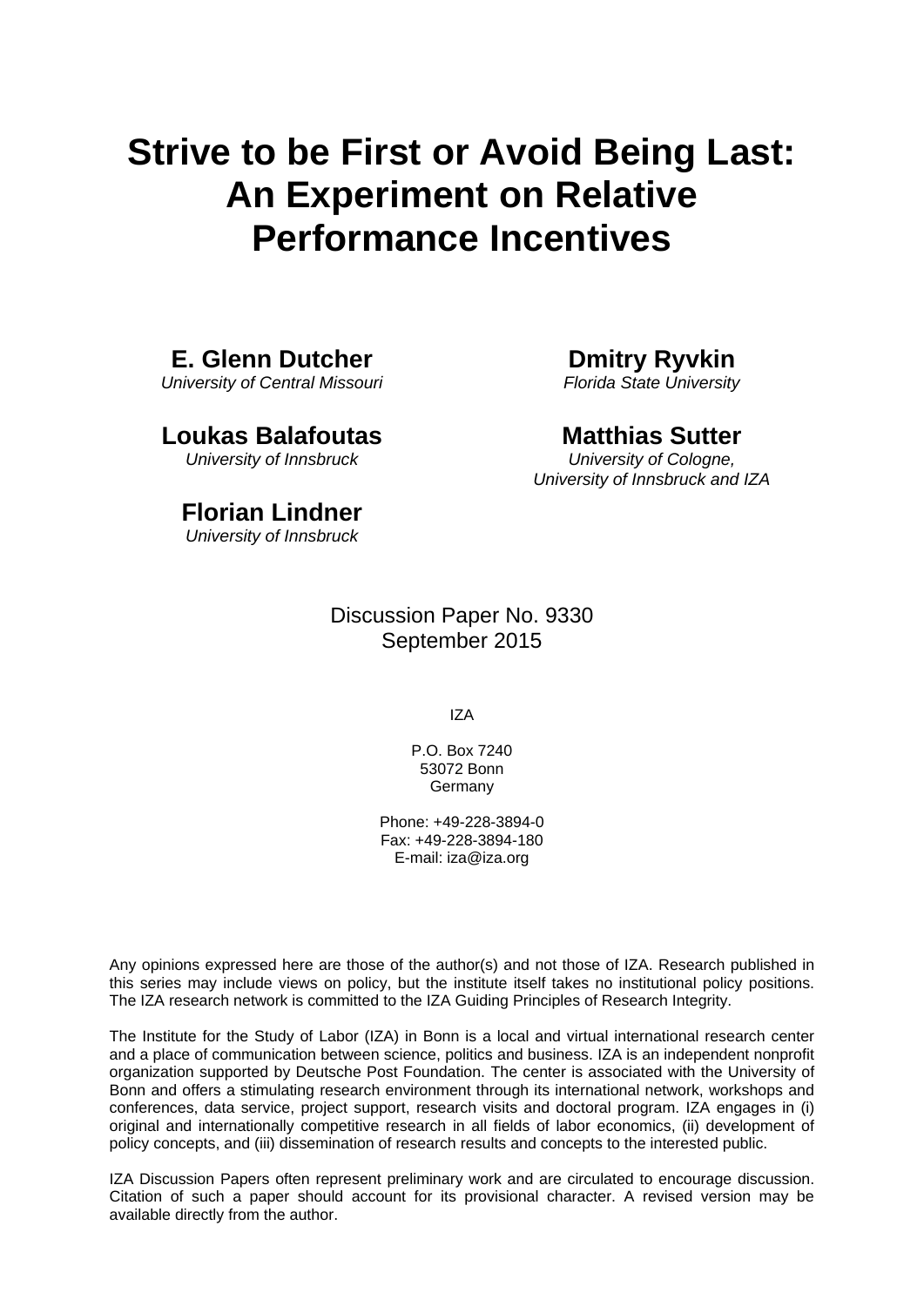# Strive to be First or Avoid Being Last: An Experiment on Relative Performance Incentives

**E. Glenn Dutcher**
*University of Central Missouri*

**Dmitry Ryvkin**
*Florida State University*

**Loukas Balafoutas**
*University of Innsbruck*

**Matthias Sutter**
*University of Cologne, University of Innsbruck and IZA*

**Florian Lindner**
*University of Innsbruck*

Discussion Paper No. 9330
September 2015

IZA

P.O. Box 7240
53072 Bonn
Germany

Phone: +49-228-3894-0
Fax: +49-228-3894-180
E-mail: iza@iza.org

Any opinions expressed here are those of the author(s) and not those of IZA. Research published in this series may include views on policy, but the institute itself takes no institutional policy positions. The IZA research network is committed to the IZA Guiding Principles of Research Integrity.

The Institute for the Study of Labor (IZA) in Bonn is a local and virtual international research center and a place of communication between science, politics and business. IZA is an independent nonprofit organization supported by Deutsche Post Foundation. The center is associated with the University of Bonn and offers a stimulating research environment through its international network, workshops and conferences, data service, project support, research visits and doctoral program. IZA engages in (i) original and internationally competitive research in all fields of labor economics, (ii) development of policy concepts, and (iii) dissemination of research results and concepts to the interested public.

IZA Discussion Papers often represent preliminary work and are circulated to encourage discussion. Citation of such a paper should account for its provisional character. A revised version may be available directly from the author.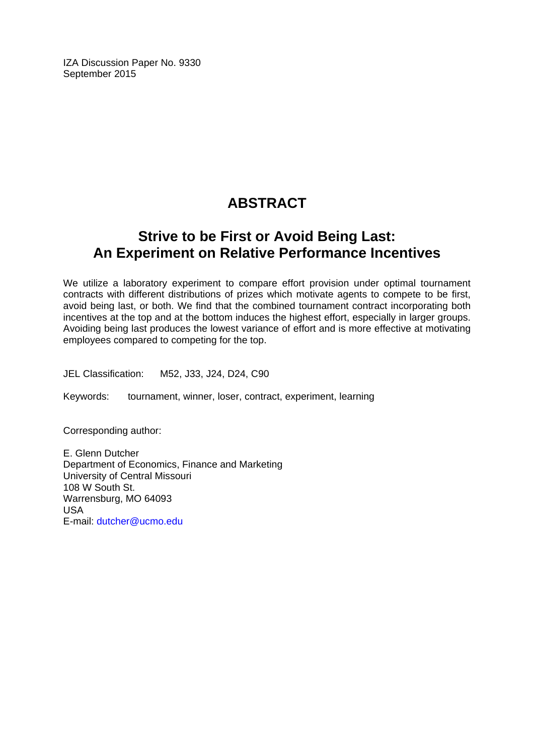IZA Discussion Paper No. 9330
September 2015

# ABSTRACT

## Strive to be First or Avoid Being Last: An Experiment on Relative Performance Incentives

We utilize a laboratory experiment to compare effort provision under optimal tournament contracts with different distributions of prizes which motivate agents to compete to be first, avoid being last, or both. We find that the combined tournament contract incorporating both incentives at the top and at the bottom induces the highest effort, especially in larger groups. Avoiding being last produces the lowest variance of effort and is more effective at motivating employees compared to competing for the top.

JEL Classification: M52, J33, J24, D24, C90

Keywords: tournament, winner, loser, contract, experiment, learning

Corresponding author:

E. Glenn Dutcher
Department of Economics, Finance and Marketing
University of Central Missouri
108 W South St.
Warrensburg, MO 64093
USA
E-mail: dutcher@ucmo.edu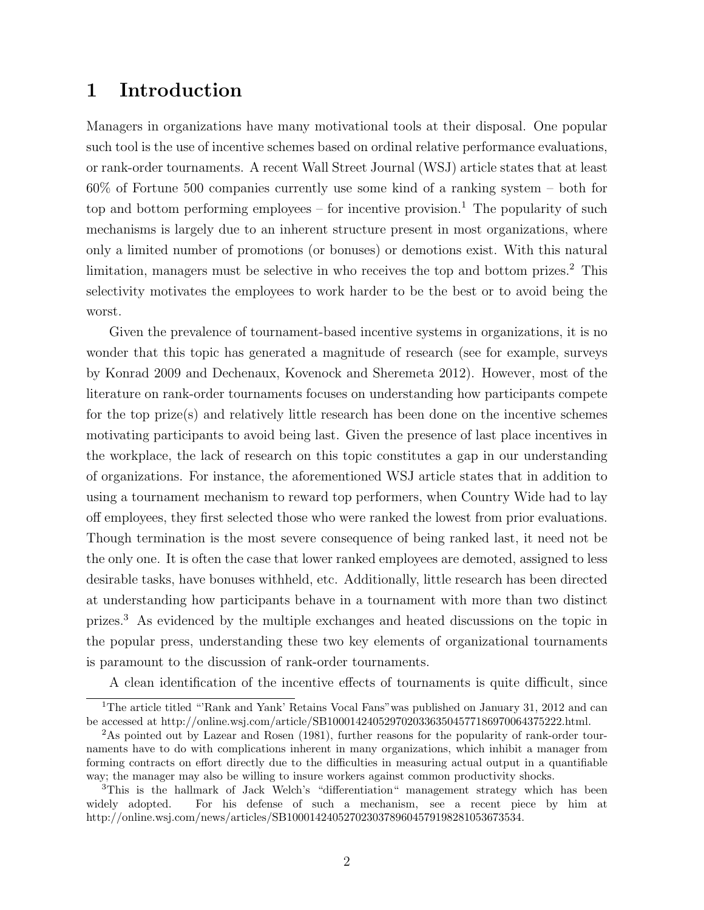# 1 Introduction

Managers in organizations have many motivational tools at their disposal. One popular such tool is the use of incentive schemes based on ordinal relative performance evaluations, or rank-order tournaments. A recent Wall Street Journal (WSJ) article states that at least 60% of Fortune 500 companies currently use some kind of a ranking system – both for top and bottom performing employees – for incentive provision.[1] The popularity of such mechanisms is largely due to an inherent structure present in most organizations, where only a limited number of promotions (or bonuses) or demotions exist. With this natural limitation, managers must be selective in who receives the top and bottom prizes.[2] This selectivity motivates the employees to work harder to be the best or to avoid being the worst.

Given the prevalence of tournament-based incentive systems in organizations, it is no wonder that this topic has generated a magnitude of research (see for example, surveys by Konrad 2009 and Dechenaux, Kovenock and Sheremeta 2012). However, most of the literature on rank-order tournaments focuses on understanding how participants compete for the top prize(s) and relatively little research has been done on the incentive schemes motivating participants to avoid being last. Given the presence of last place incentives in the workplace, the lack of research on this topic constitutes a gap in our understanding of organizations. For instance, the aforementioned WSJ article states that in addition to using a tournament mechanism to reward top performers, when Country Wide had to lay off employees, they first selected those who were ranked the lowest from prior evaluations. Though termination is the most severe consequence of being ranked last, it need not be the only one. It is often the case that lower ranked employees are demoted, assigned to less desirable tasks, have bonuses withheld, etc. Additionally, little research has been directed at understanding how participants behave in a tournament with more than two distinct prizes.[3] As evidenced by the multiple exchanges and heated discussions on the topic in the popular press, understanding these two key elements of organizational tournaments is paramount to the discussion of rank-order tournaments.

A clean identification of the incentive effects of tournaments is quite difficult, since

[1] The article titled "'Rank and Yank' Retains Vocal Fans" was published on January 31, 2012 and can be accessed at http://online.wsj.com/article/SB10001424052970203363504577186970064375222.html.

[2] As pointed out by Lazear and Rosen (1981), further reasons for the popularity of rank-order tournaments have to do with complications inherent in many organizations, which inhibit a manager from forming contracts on effort directly due to the difficulties in measuring actual output in a quantifiable way; the manager may also be willing to insure workers against common productivity shocks.

[3] This is the hallmark of Jack Welch's "differentiation" management strategy which has been widely adopted. For his defense of such a mechanism, see a recent piece by him at http://online.wsj.com/news/articles/SB10001424052702303789604579198281053673534.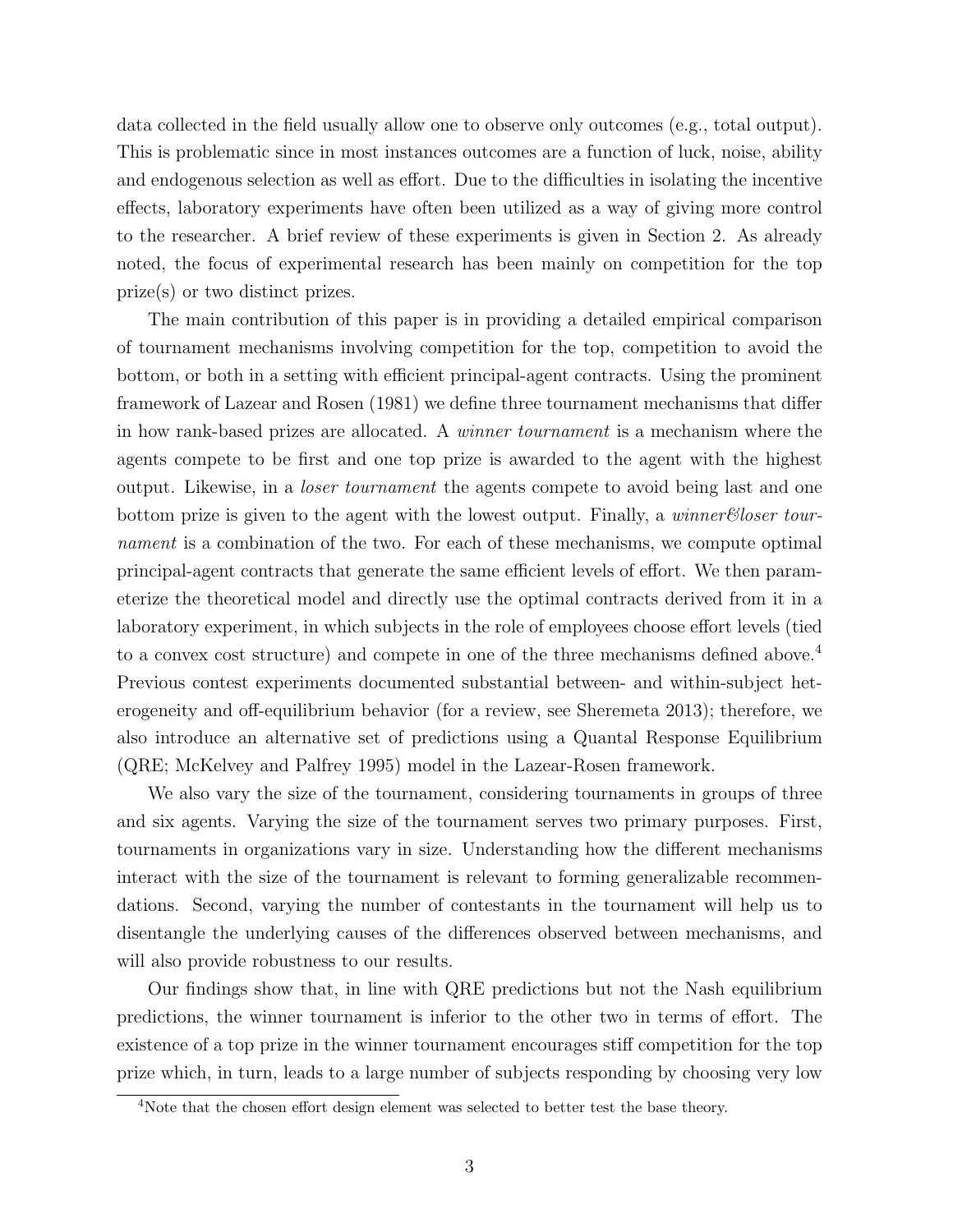data collected in the field usually allow one to observe only outcomes (e.g., total output). This is problematic since in most instances outcomes are a function of luck, noise, ability and endogenous selection as well as effort. Due to the difficulties in isolating the incentive effects, laboratory experiments have often been utilized as a way of giving more control to the researcher. A brief review of these experiments is given in Section 2. As already noted, the focus of experimental research has been mainly on competition for the top prize(s) or two distinct prizes.

The main contribution of this paper is in providing a detailed empirical comparison of tournament mechanisms involving competition for the top, competition to avoid the bottom, or both in a setting with efficient principal-agent contracts. Using the prominent framework of Lazear and Rosen (1981) we define three tournament mechanisms that differ in how rank-based prizes are allocated. A *winner tournament* is a mechanism where the agents compete to be first and one top prize is awarded to the agent with the highest output. Likewise, in a *loser tournament* the agents compete to avoid being last and one bottom prize is given to the agent with the lowest output. Finally, a *winner&loser tournament* is a combination of the two. For each of these mechanisms, we compute optimal principal-agent contracts that generate the same efficient levels of effort. We then parameterize the theoretical model and directly use the optimal contracts derived from it in a laboratory experiment, in which subjects in the role of employees choose effort levels (tied to a convex cost structure) and compete in one of the three mechanisms defined above.[4] Previous contest experiments documented substantial between- and within-subject heterogeneity and off-equilibrium behavior (for a review, see Sheremeta 2013); therefore, we also introduce an alternative set of predictions using a Quantal Response Equilibrium (QRE; McKelvey and Palfrey 1995) model in the Lazear-Rosen framework.

We also vary the size of the tournament, considering tournaments in groups of three and six agents. Varying the size of the tournament serves two primary purposes. First, tournaments in organizations vary in size. Understanding how the different mechanisms interact with the size of the tournament is relevant to forming generalizable recommendations. Second, varying the number of contestants in the tournament will help us to disentangle the underlying causes of the differences observed between mechanisms, and will also provide robustness to our results.

Our findings show that, in line with QRE predictions but not the Nash equilibrium predictions, the winner tournament is inferior to the other two in terms of effort. The existence of a top prize in the winner tournament encourages stiff competition for the top prize which, in turn, leads to a large number of subjects responding by choosing very low

[4] Note that the chosen effort design element was selected to better test the base theory.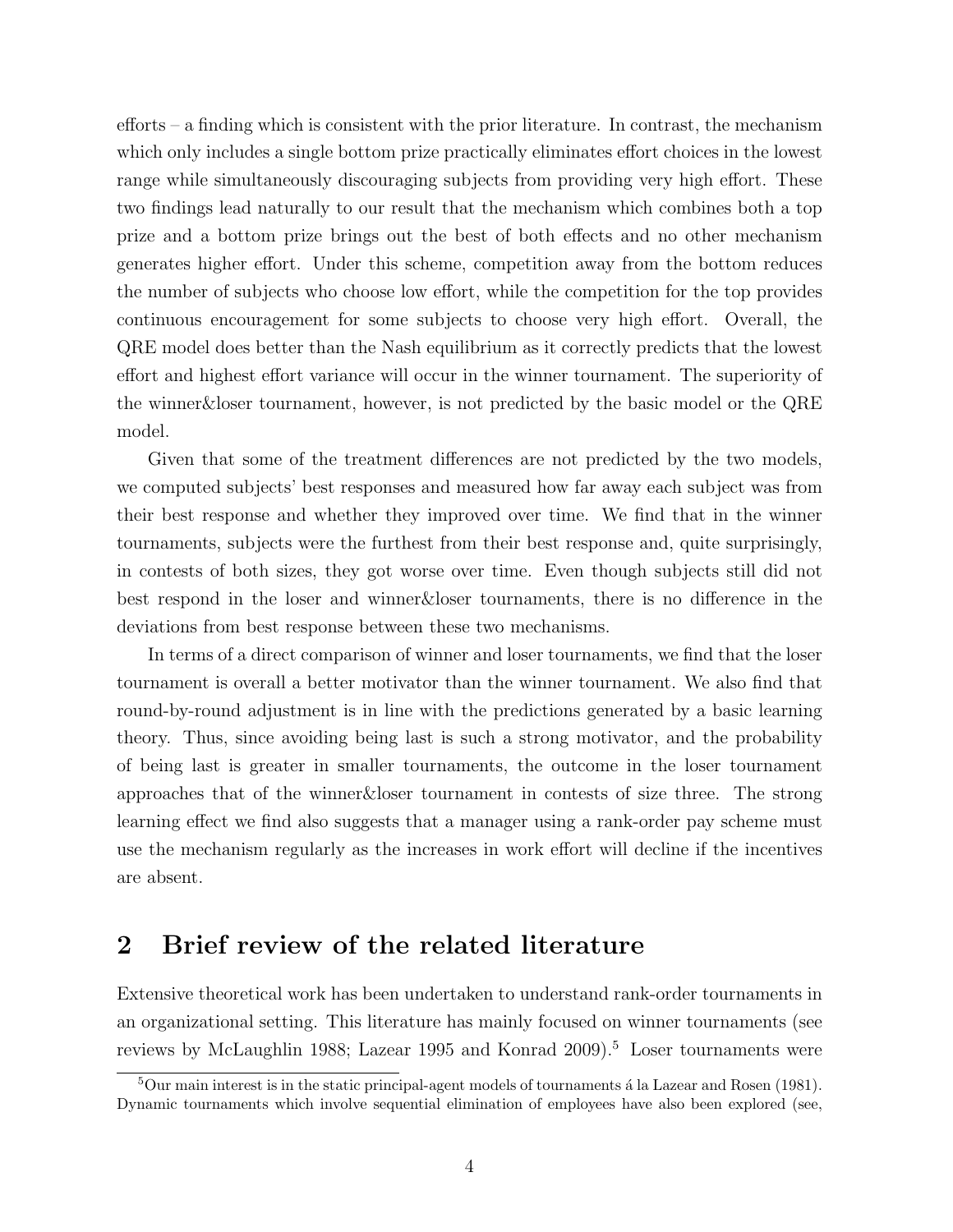efforts – a finding which is consistent with the prior literature. In contrast, the mechanism which only includes a single bottom prize practically eliminates effort choices in the lowest range while simultaneously discouraging subjects from providing very high effort. These two findings lead naturally to our result that the mechanism which combines both a top prize and a bottom prize brings out the best of both effects and no other mechanism generates higher effort. Under this scheme, competition away from the bottom reduces the number of subjects who choose low effort, while the competition for the top provides continuous encouragement for some subjects to choose very high effort. Overall, the QRE model does better than the Nash equilibrium as it correctly predicts that the lowest effort and highest effort variance will occur in the winner tournament. The superiority of the winner&loser tournament, however, is not predicted by the basic model or the QRE model.

Given that some of the treatment differences are not predicted by the two models, we computed subjects' best responses and measured how far away each subject was from their best response and whether they improved over time. We find that in the winner tournaments, subjects were the furthest from their best response and, quite surprisingly, in contests of both sizes, they got worse over time. Even though subjects still did not best respond in the loser and winner&loser tournaments, there is no difference in the deviations from best response between these two mechanisms.

In terms of a direct comparison of winner and loser tournaments, we find that the loser tournament is overall a better motivator than the winner tournament. We also find that round-by-round adjustment is in line with the predictions generated by a basic learning theory. Thus, since avoiding being last is such a strong motivator, and the probability of being last is greater in smaller tournaments, the outcome in the loser tournament approaches that of the winner&loser tournament in contests of size three. The strong learning effect we find also suggests that a manager using a rank-order pay scheme must use the mechanism regularly as the increases in work effort will decline if the incentives are absent.

## 2 Brief review of the related literature

Extensive theoretical work has been undertaken to understand rank-order tournaments in an organizational setting. This literature has mainly focused on winner tournaments (see reviews by McLaughlin 1988; Lazear 1995 and Konrad 2009).[5] Loser tournaments were

[5] Our main interest is in the static principal-agent models of tournaments á la Lazear and Rosen (1981). Dynamic tournaments which involve sequential elimination of employees have also been explored (see,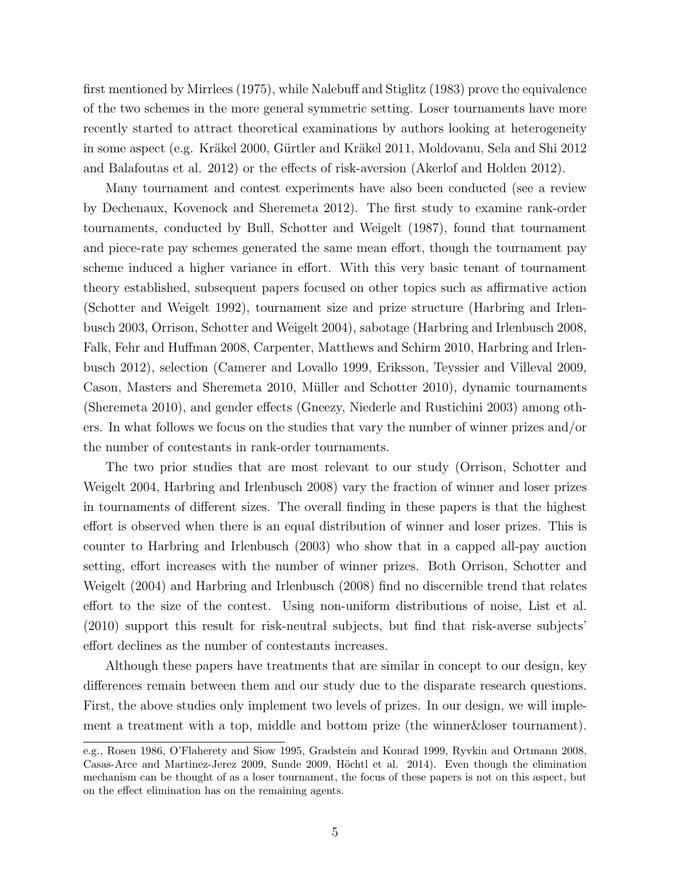first mentioned by Mirrlees (1975), while Nalebuff and Stiglitz (1983) prove the equivalence of the two schemes in the more general symmetric setting. Loser tournaments have more recently started to attract theoretical examinations by authors looking at heterogeneity in some aspect (e.g. Kräkel 2000, Gürtler and Kräkel 2011, Moldovanu, Sela and Shi 2012 and Balafoutas et al. 2012) or the effects of risk-aversion (Akerlof and Holden 2012).

Many tournament and contest experiments have also been conducted (see a review by Dechenaux, Kovenock and Sheremeta 2012). The first study to examine rank-order tournaments, conducted by Bull, Schotter and Weigelt (1987), found that tournament and piece-rate pay schemes generated the same mean effort, though the tournament pay scheme induced a higher variance in effort. With this very basic tenant of tournament theory established, subsequent papers focused on other topics such as affirmative action (Schotter and Weigelt 1992), tournament size and prize structure (Harbring and Irlenbusch 2003, Orrison, Schotter and Weigelt 2004), sabotage (Harbring and Irlenbusch 2008, Falk, Fehr and Huffman 2008, Carpenter, Matthews and Schirm 2010, Harbring and Irlenbusch 2012), selection (Camerer and Lovallo 1999, Eriksson, Teyssier and Villeval 2009, Cason, Masters and Sheremeta 2010, Müller and Schotter 2010), dynamic tournaments (Sheremeta 2010), and gender effects (Gneezy, Niederle and Rustichini 2003) among others. In what follows we focus on the studies that vary the number of winner prizes and/or the number of contestants in rank-order tournaments.

The two prior studies that are most relevant to our study (Orrison, Schotter and Weigelt 2004, Harbring and Irlenbusch 2008) vary the fraction of winner and loser prizes in tournaments of different sizes. The overall finding in these papers is that the highest effort is observed when there is an equal distribution of winner and loser prizes. This is counter to Harbring and Irlenbusch (2003) who show that in a capped all-pay auction setting, effort increases with the number of winner prizes. Both Orrison, Schotter and Weigelt (2004) and Harbring and Irlenbusch (2008) find no discernible trend that relates effort to the size of the contest. Using non-uniform distributions of noise, List et al. (2010) support this result for risk-neutral subjects, but find that risk-averse subjects' effort declines as the number of contestants increases.

Although these papers have treatments that are similar in concept to our design, key differences remain between them and our study due to the disparate research questions. First, the above studies only implement two levels of prizes. In our design, we will implement a treatment with a top, middle and bottom prize (the winner&loser tournament).

---

e.g., Rosen 1986, O'Flaherety and Siow 1995, Gradstein and Konrad 1999, Ryvkin and Ortmann 2008, Casas-Arce and Martinez-Jerez 2009, Sunde 2009, Höchtl et al. 2014). Even though the elimination mechanism can be thought of as a loser tournament, the focus of these papers is not on this aspect, but on the effect elimination has on the remaining agents.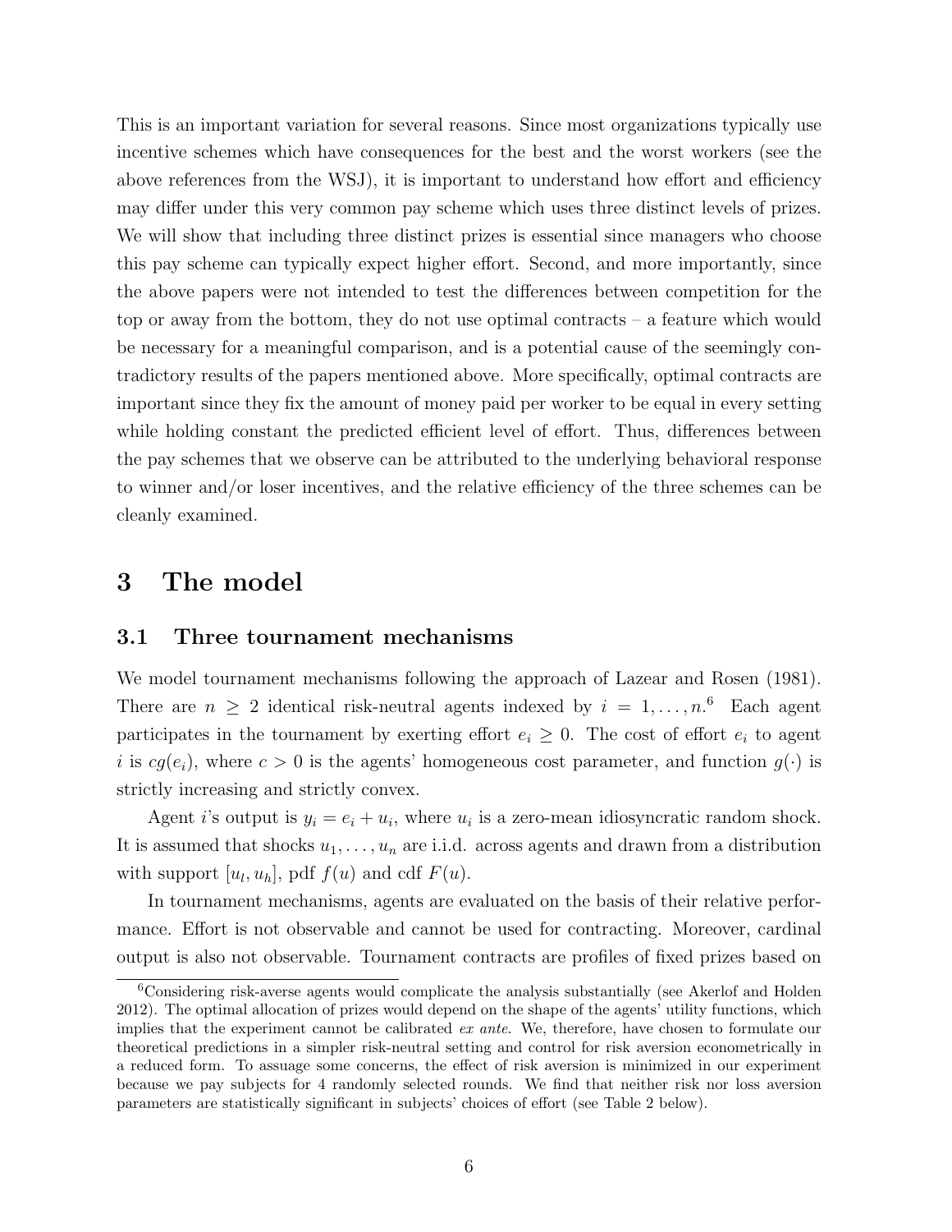This is an important variation for several reasons. Since most organizations typically use incentive schemes which have consequences for the best and the worst workers (see the above references from the WSJ), it is important to understand how effort and efficiency may differ under this very common pay scheme which uses three distinct levels of prizes. We will show that including three distinct prizes is essential since managers who choose this pay scheme can typically expect higher effort. Second, and more importantly, since the above papers were not intended to test the differences between competition for the top or away from the bottom, they do not use optimal contracts – a feature which would be necessary for a meaningful comparison, and is a potential cause of the seemingly contradictory results of the papers mentioned above. More specifically, optimal contracts are important since they fix the amount of money paid per worker to be equal in every setting while holding constant the predicted efficient level of effort. Thus, differences between the pay schemes that we observe can be attributed to the underlying behavioral response to winner and/or loser incentives, and the relative efficiency of the three schemes can be cleanly examined.

# 3 The model

## 3.1 Three tournament mechanisms

We model tournament mechanisms following the approach of Lazear and Rosen (1981). There are $n \geq 2$ identical risk-neutral agents indexed by $i = 1, \ldots, n$.[6] Each agent participates in the tournament by exerting effort $e_i \geq 0$. The cost of effort $e_i$ to agent $i$ is $cg(e_i)$, where $c > 0$ is the agents' homogeneous cost parameter, and function $g(\cdot)$ is strictly increasing and strictly convex.

Agent $i$'s output is $y_i = e_i + u_i$, where $u_i$ is a zero-mean idiosyncratic random shock. It is assumed that shocks $u_1, \ldots, u_n$ are i.i.d. across agents and drawn from a distribution with support $[u_l, u_h]$, pdf $f(u)$ and cdf $F(u)$.

In tournament mechanisms, agents are evaluated on the basis of their relative performance. Effort is not observable and cannot be used for contracting. Moreover, cardinal output is also not observable. Tournament contracts are profiles of fixed prizes based on

[6] Considering risk-averse agents would complicate the analysis substantially (see Akerlof and Holden 2012). The optimal allocation of prizes would depend on the shape of the agents' utility functions, which implies that the experiment cannot be calibrated *ex ante*. We, therefore, have chosen to formulate our theoretical predictions in a simpler risk-neutral setting and control for risk aversion econometrically in a reduced form. To assuage some concerns, the effect of risk aversion is minimized in our experiment because we pay subjects for 4 randomly selected rounds. We find that neither risk nor loss aversion parameters are statistically significant in subjects' choices of effort (see Table 2 below).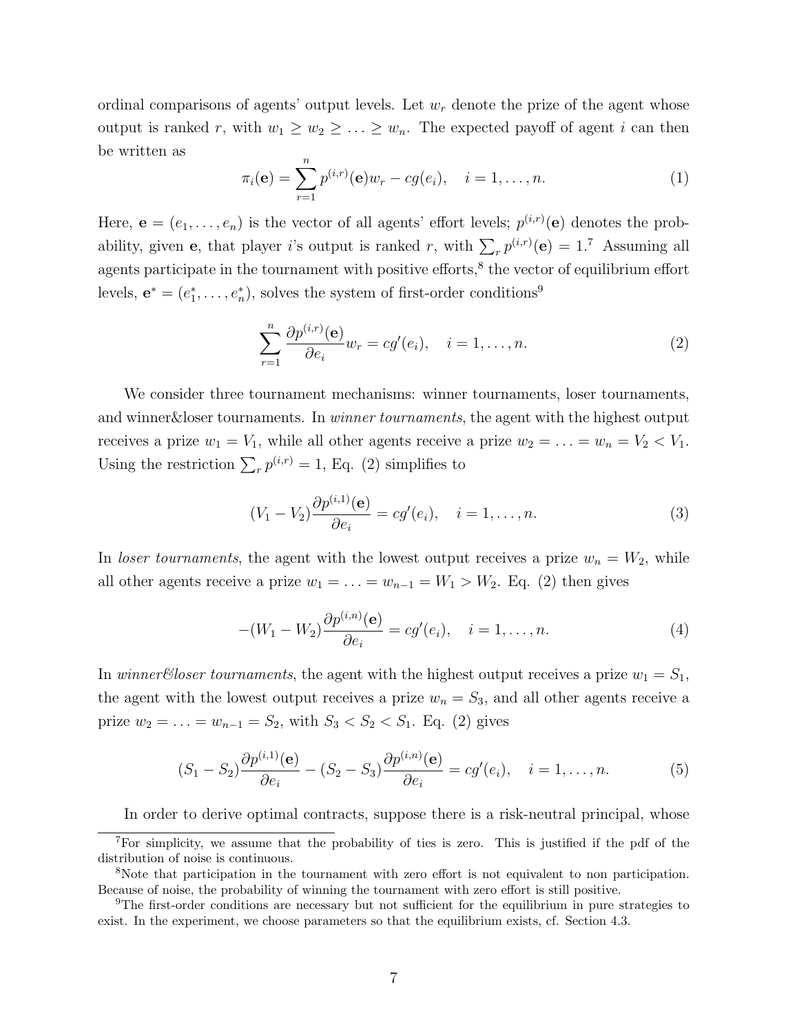ordinal comparisons of agents' output levels. Let $w_r$ denote the prize of the agent whose output is ranked $r$, with $w_1 \geq w_2 \geq \ldots \geq w_n$. The expected payoff of agent $i$ can then be written as

$$\pi_i(\mathbf{e}) = \sum_{r=1}^{n} p^{(i,r)}(\mathbf{e}) w_r - cg(e_i), \quad i = 1, \ldots, n. \tag{1}$$

Here, $\mathbf{e} = (e_1, \ldots, e_n)$ is the vector of all agents' effort levels; $p^{(i,r)}(\mathbf{e})$ denotes the probability, given $\mathbf{e}$, that player $i$'s output is ranked $r$, with $\sum_r p^{(i,r)}(\mathbf{e}) = 1$.[7] Assuming all agents participate in the tournament with positive efforts,[8] the vector of equilibrium effort levels, $\mathbf{e}^* = (e_1^*, \ldots, e_n^*)$, solves the system of first-order conditions[9]

$$\sum_{r=1}^{n} \frac{\partial p^{(i,r)}(\mathbf{e})}{\partial e_i} w_r = cg'(e_i), \quad i = 1, \ldots, n. \tag{2}$$

We consider three tournament mechanisms: winner tournaments, loser tournaments, and winner&loser tournaments. In *winner tournaments*, the agent with the highest output receives a prize $w_1 = V_1$, while all other agents receive a prize $w_2 = \ldots = w_n = V_2 < V_1$. Using the restriction $\sum_r p^{(i,r)} = 1$, Eq. (2) simplifies to

$$(V_1 - V_2) \frac{\partial p^{(i,1)}(\mathbf{e})}{\partial e_i} = cg'(e_i), \quad i = 1, \ldots, n. \tag{3}$$

In *loser tournaments*, the agent with the lowest output receives a prize $w_n = W_2$, while all other agents receive a prize $w_1 = \ldots = w_{n-1} = W_1 > W_2$. Eq. (2) then gives

$$-(W_1 - W_2) \frac{\partial p^{(i,n)}(\mathbf{e})}{\partial e_i} = cg'(e_i), \quad i = 1, \ldots, n. \tag{4}$$

In *winner&loser tournaments*, the agent with the highest output receives a prize $w_1 = S_1$, the agent with the lowest output receives a prize $w_n = S_3$, and all other agents receive a prize $w_2 = \ldots = w_{n-1} = S_2$, with $S_3 < S_2 < S_1$. Eq. (2) gives

$$(S_1 - S_2) \frac{\partial p^{(i,1)}(\mathbf{e})}{\partial e_i} - (S_2 - S_3) \frac{\partial p^{(i,n)}(\mathbf{e})}{\partial e_i} = cg'(e_i), \quad i = 1, \ldots, n. \tag{5}$$

In order to derive optimal contracts, suppose there is a risk-neutral principal, whose

---

[7] For simplicity, we assume that the probability of ties is zero. This is justified if the pdf of the distribution of noise is continuous.

[8] Note that participation in the tournament with zero effort is not equivalent to non participation. Because of noise, the probability of winning the tournament with zero effort is still positive.

[9] The first-order conditions are necessary but not sufficient for the equilibrium in pure strategies to exist. In the experiment, we choose parameters so that the equilibrium exists, cf. Section 4.3.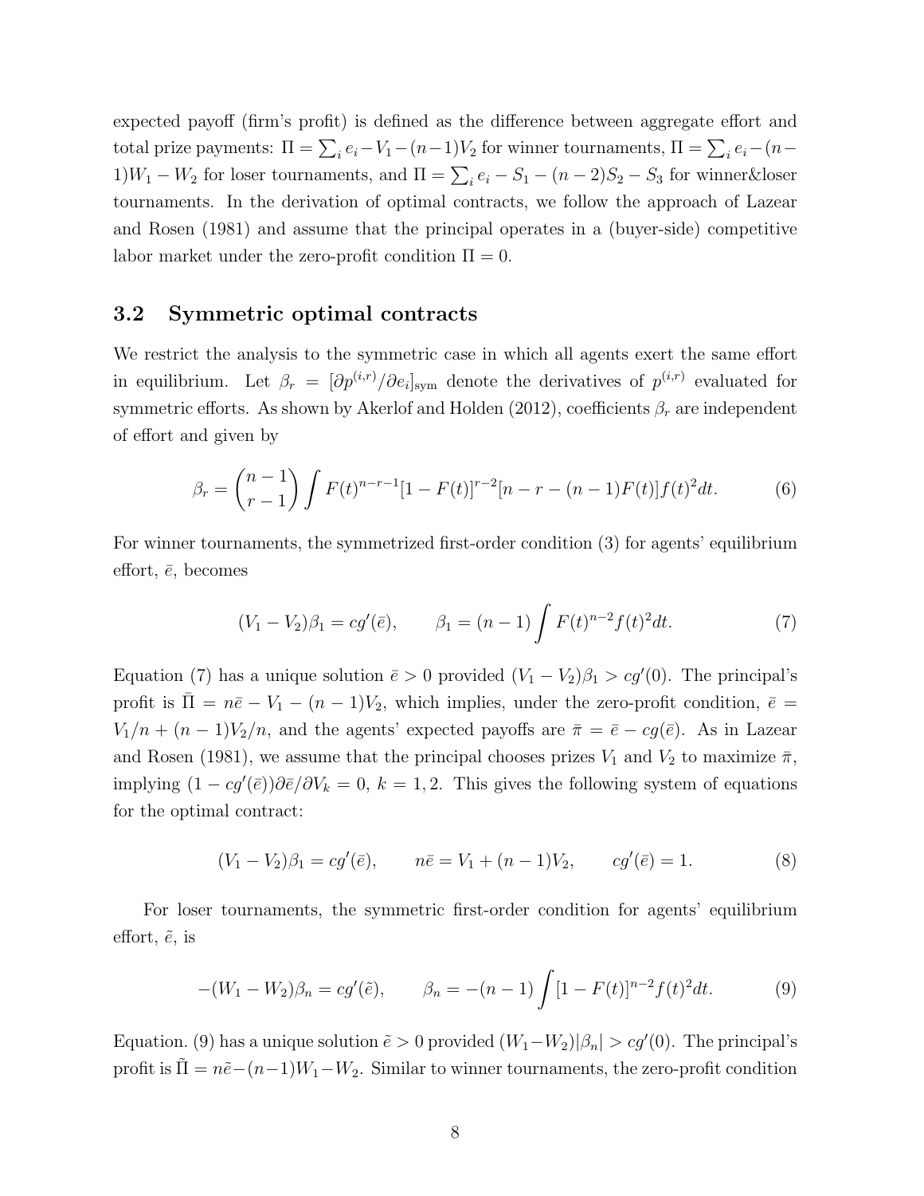expected payoff (firm's profit) is defined as the difference between aggregate effort and total prize payments: $\Pi = \sum_i e_i - V_1 - (n-1)V_2$ for winner tournaments, $\Pi = \sum_i e_i - (n-1)W_1 - W_2$ for loser tournaments, and $\Pi = \sum_i e_i - S_1 - (n-2)S_2 - S_3$ for winner&loser tournaments. In the derivation of optimal contracts, we follow the approach of Lazear and Rosen (1981) and assume that the principal operates in a (buyer-side) competitive labor market under the zero-profit condition $\Pi = 0$.

## 3.2 Symmetric optimal contracts

We restrict the analysis to the symmetric case in which all agents exert the same effort in equilibrium. Let $\beta_r = [\partial p^{(i,r)}/\partial e_i]_{\text{sym}}$ denote the derivatives of $p^{(i,r)}$ evaluated for symmetric efforts. As shown by Akerlof and Holden (2012), coefficients $\beta_r$ are independent of effort and given by

$$\beta_r = \binom{n-1}{r-1} \int F(t)^{n-r-1}[1-F(t)]^{r-2}[n-r-(n-1)F(t)]f(t)^2 dt. \tag{6}$$

For winner tournaments, the symmetrized first-order condition (3) for agents' equilibrium effort, $\bar{e}$, becomes

$$(V_1 - V_2)\beta_1 = cg'(\bar{e}), \qquad \beta_1 = (n-1)\int F(t)^{n-2} f(t)^2 dt. \tag{7}$$

Equation (7) has a unique solution $\bar{e} > 0$ provided $(V_1 - V_2)\beta_1 > cg'(0)$. The principal's profit is $\bar{\Pi} = n\bar{e} - V_1 - (n-1)V_2$, which implies, under the zero-profit condition, $\bar{e} = V_1/n + (n-1)V_2/n$, and the agents' expected payoffs are $\bar{\pi} = \bar{e} - cg(\bar{e})$. As in Lazear and Rosen (1981), we assume that the principal chooses prizes $V_1$ and $V_2$ to maximize $\bar{\pi}$, implying $(1 - cg'(\bar{e}))\partial\bar{e}/\partial V_k = 0$, $k = 1, 2$. This gives the following system of equations for the optimal contract:

$$(V_1 - V_2)\beta_1 = cg'(\bar{e}), \qquad n\bar{e} = V_1 + (n-1)V_2, \qquad cg'(\bar{e}) = 1. \tag{8}$$

For loser tournaments, the symmetric first-order condition for agents' equilibrium effort, $\tilde{e}$, is

$$-(W_1 - W_2)\beta_n = cg'(\tilde{e}), \qquad \beta_n = -(n-1)\int [1-F(t)]^{n-2} f(t)^2 dt. \tag{9}$$

Equation. (9) has a unique solution $\tilde{e} > 0$ provided $(W_1 - W_2)|\beta_n| > cg'(0)$. The principal's profit is $\tilde{\Pi} = n\tilde{e} - (n-1)W_1 - W_2$. Similar to winner tournaments, the zero-profit condition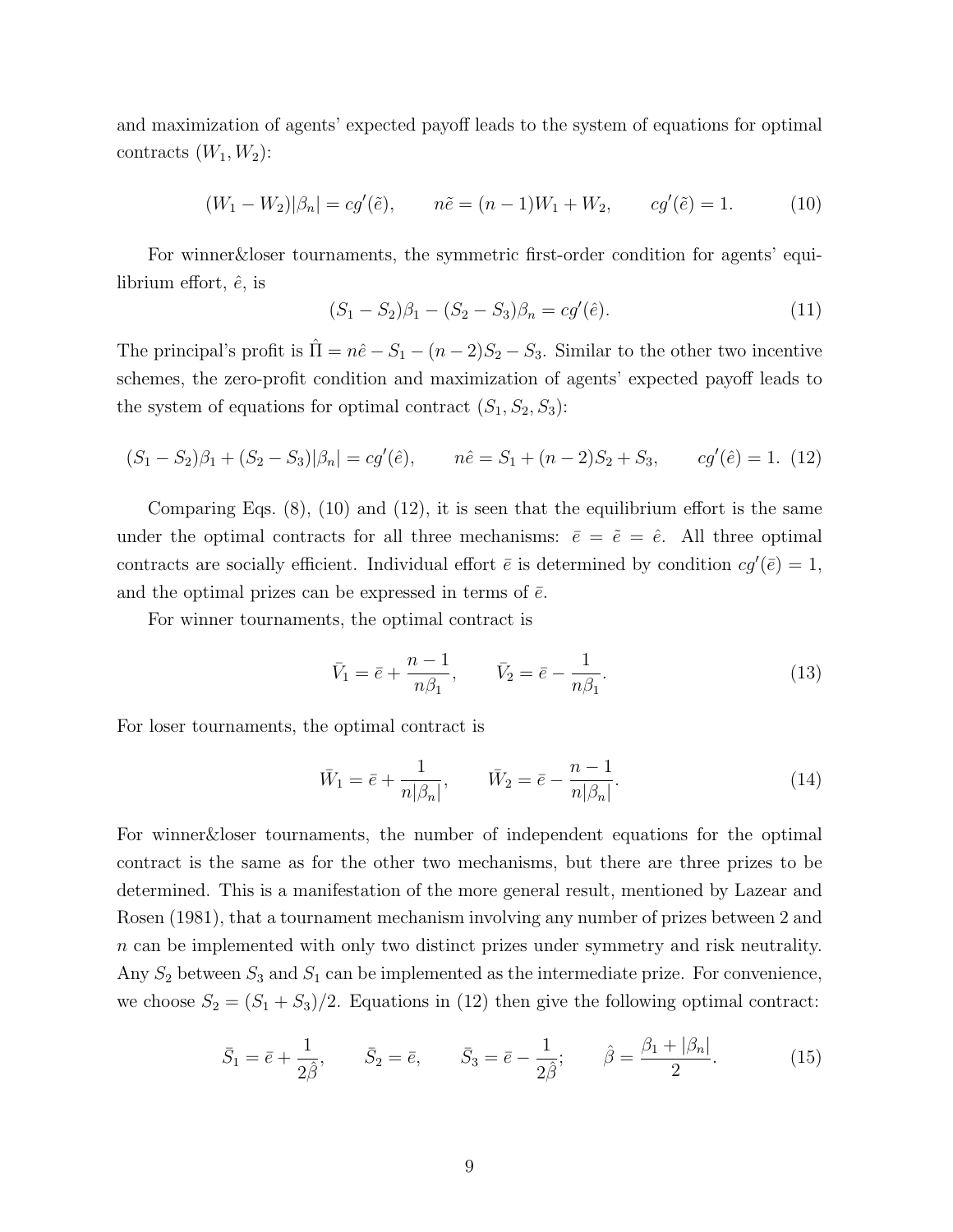and maximization of agents' expected payoff leads to the system of equations for optimal contracts $(W_1, W_2)$:

$$(W_1 - W_2)|\beta_n| = cg'(\tilde{e}), \qquad n\tilde{e} = (n-1)W_1 + W_2, \qquad cg'(\tilde{e}) = 1. \tag{10}$$

For winner&loser tournaments, the symmetric first-order condition for agents' equilibrium effort, $\hat{e}$, is

$$(S_1 - S_2)\beta_1 - (S_2 - S_3)\beta_n = cg'(\hat{e}). \tag{11}$$

The principal's profit is $\hat{\Pi} = n\hat{e} - S_1 - (n-2)S_2 - S_3$. Similar to the other two incentive schemes, the zero-profit condition and maximization of agents' expected payoff leads to the system of equations for optimal contract $(S_1, S_2, S_3)$:

$$(S_1 - S_2)\beta_1 + (S_2 - S_3)|\beta_n| = cg'(\hat{e}), \qquad n\hat{e} = S_1 + (n-2)S_2 + S_3, \qquad cg'(\hat{e}) = 1. \tag{12}$$

Comparing Eqs. (8), (10) and (12), it is seen that the equilibrium effort is the same under the optimal contracts for all three mechanisms: $\bar{e} = \tilde{e} = \hat{e}$. All three optimal contracts are socially efficient. Individual effort $\bar{e}$ is determined by condition $cg'(\bar{e}) = 1$, and the optimal prizes can be expressed in terms of $\bar{e}$.

For winner tournaments, the optimal contract is

$$\bar{V}_1 = \bar{e} + \frac{n-1}{n\beta_1}, \qquad \bar{V}_2 = \bar{e} - \frac{1}{n\beta_1}. \tag{13}$$

For loser tournaments, the optimal contract is

$$\bar{W}_1 = \bar{e} + \frac{1}{n|\beta_n|}, \qquad \bar{W}_2 = \bar{e} - \frac{n-1}{n|\beta_n|}. \tag{14}$$

For winner&loser tournaments, the number of independent equations for the optimal contract is the same as for the other two mechanisms, but there are three prizes to be determined. This is a manifestation of the more general result, mentioned by Lazear and Rosen (1981), that a tournament mechanism involving any number of prizes between 2 and $n$ can be implemented with only two distinct prizes under symmetry and risk neutrality. Any $S_2$ between $S_3$ and $S_1$ can be implemented as the intermediate prize. For convenience, we choose $S_2 = (S_1 + S_3)/2$. Equations in (12) then give the following optimal contract:

$$\bar{S}_1 = \bar{e} + \frac{1}{2\hat{\beta}}, \qquad \bar{S}_2 = \bar{e}, \qquad \bar{S}_3 = \bar{e} - \frac{1}{2\hat{\beta}}; \qquad \hat{\beta} = \frac{\beta_1 + |\beta_n|}{2}. \tag{15}$$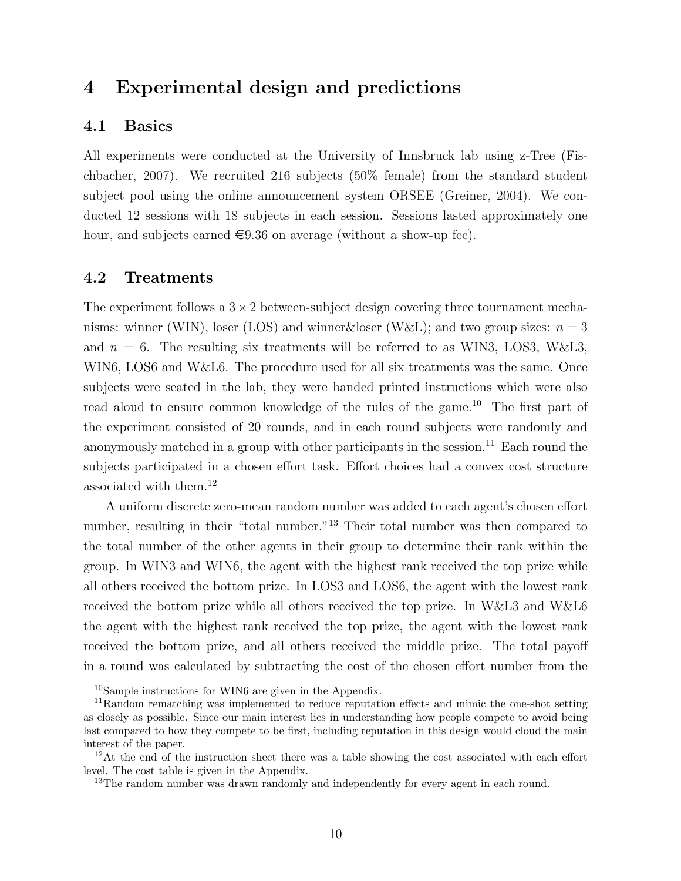# 4 Experimental design and predictions

## 4.1 Basics

All experiments were conducted at the University of Innsbruck lab using z-Tree (Fischbacher, 2007). We recruited 216 subjects (50% female) from the standard student subject pool using the online announcement system ORSEE (Greiner, 2004). We conducted 12 sessions with 18 subjects in each session. Sessions lasted approximately one hour, and subjects earned €9.36 on average (without a show-up fee).

## 4.2 Treatments

The experiment follows a $3 \times 2$ between-subject design covering three tournament mechanisms: winner (WIN), loser (LOS) and winner&loser (W&L); and two group sizes: $n = 3$ and $n = 6$. The resulting six treatments will be referred to as WIN3, LOS3, W&L3, WIN6, LOS6 and W&L6. The procedure used for all six treatments was the same. Once subjects were seated in the lab, they were handed printed instructions which were also read aloud to ensure common knowledge of the rules of the game.[10] The first part of the experiment consisted of 20 rounds, and in each round subjects were randomly and anonymously matched in a group with other participants in the session.[11] Each round the subjects participated in a chosen effort task. Effort choices had a convex cost structure associated with them.[12]

A uniform discrete zero-mean random number was added to each agent's chosen effort number, resulting in their "total number."[13] Their total number was then compared to the total number of the other agents in their group to determine their rank within the group. In WIN3 and WIN6, the agent with the highest rank received the top prize while all others received the bottom prize. In LOS3 and LOS6, the agent with the lowest rank received the bottom prize while all others received the top prize. In W&L3 and W&L6 the agent with the highest rank received the top prize, the agent with the lowest rank received the bottom prize, and all others received the middle prize. The total payoff in a round was calculated by subtracting the cost of the chosen effort number from the

[10] Sample instructions for WIN6 are given in the Appendix.

[11] Random rematching was implemented to reduce reputation effects and mimic the one-shot setting as closely as possible. Since our main interest lies in understanding how people compete to avoid being last compared to how they compete to be first, including reputation in this design would cloud the main interest of the paper.

[12] At the end of the instruction sheet there was a table showing the cost associated with each effort level. The cost table is given in the Appendix.

[13] The random number was drawn randomly and independently for every agent in each round.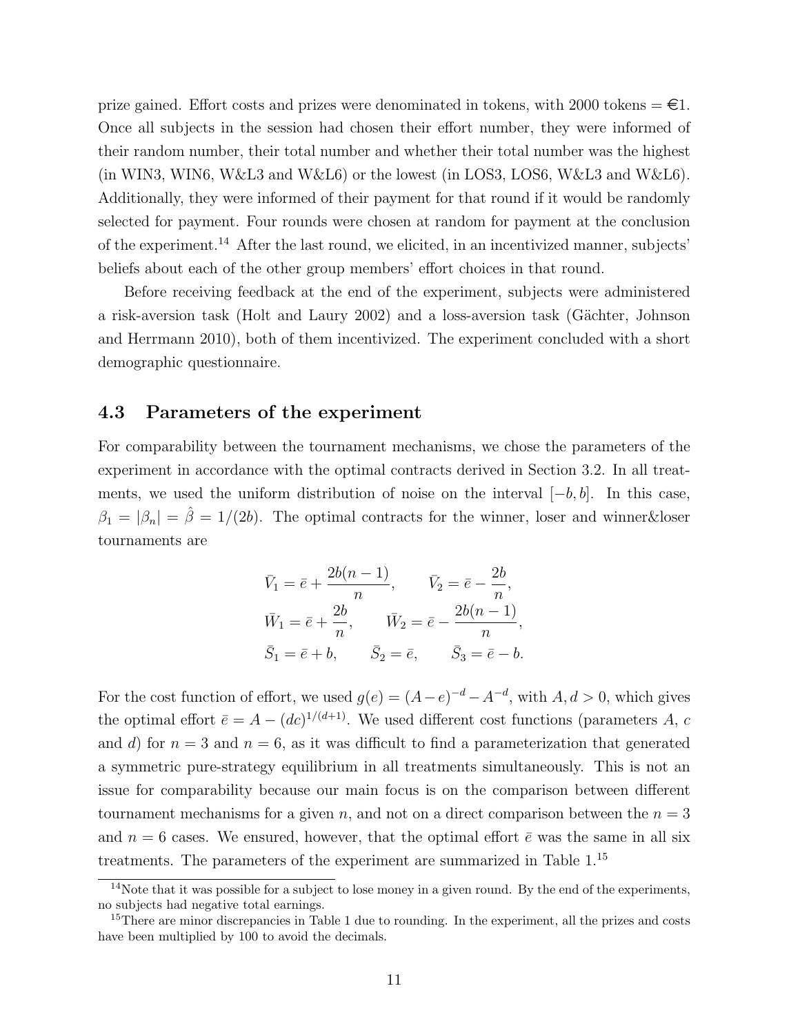prize gained. Effort costs and prizes were denominated in tokens, with 2000 tokens = €1. Once all subjects in the session had chosen their effort number, they were informed of their random number, their total number and whether their total number was the highest (in WIN3, WIN6, W&L3 and W&L6) or the lowest (in LOS3, LOS6, W&L3 and W&L6). Additionally, they were informed of their payment for that round if it would be randomly selected for payment. Four rounds were chosen at random for payment at the conclusion of the experiment.[14] After the last round, we elicited, in an incentivized manner, subjects' beliefs about each of the other group members' effort choices in that round.

Before receiving feedback at the end of the experiment, subjects were administered a risk-aversion task (Holt and Laury 2002) and a loss-aversion task (Gächter, Johnson and Herrmann 2010), both of them incentivized. The experiment concluded with a short demographic questionnaire.

### 4.3 Parameters of the experiment

For comparability between the tournament mechanisms, we chose the parameters of the experiment in accordance with the optimal contracts derived in Section 3.2. In all treatments, we used the uniform distribution of noise on the interval $[-b, b]$. In this case, $\beta_1 = |\beta_n| = \hat{\beta} = 1/(2b)$. The optimal contracts for the winner, loser and winner&loser tournaments are

$$\bar{V}_1 = \bar{e} + \frac{2b(n-1)}{n}, \qquad \bar{V}_2 = \bar{e} - \frac{2b}{n},$$
$$\bar{W}_1 = \bar{e} + \frac{2b}{n}, \qquad \bar{W}_2 = \bar{e} - \frac{2b(n-1)}{n},$$
$$\bar{S}_1 = \bar{e} + b, \qquad \bar{S}_2 = \bar{e}, \qquad \bar{S}_3 = \bar{e} - b.$$

For the cost function of effort, we used $g(e) = (A-e)^{-d} - A^{-d}$, with $A, d > 0$, which gives the optimal effort $\bar{e} = A - (dc)^{1/(d+1)}$. We used different cost functions (parameters $A$, $c$ and $d$) for $n = 3$ and $n = 6$, as it was difficult to find a parameterization that generated a symmetric pure-strategy equilibrium in all treatments simultaneously. This is not an issue for comparability because our main focus is on the comparison between different tournament mechanisms for a given $n$, and not on a direct comparison between the $n = 3$ and $n = 6$ cases. We ensured, however, that the optimal effort $\bar{e}$ was the same in all six treatments. The parameters of the experiment are summarized in Table 1.[15]

[14] Note that it was possible for a subject to lose money in a given round. By the end of the experiments, no subjects had negative total earnings.

[15] There are minor discrepancies in Table 1 due to rounding. In the experiment, all the prizes and costs have been multiplied by 100 to avoid the decimals.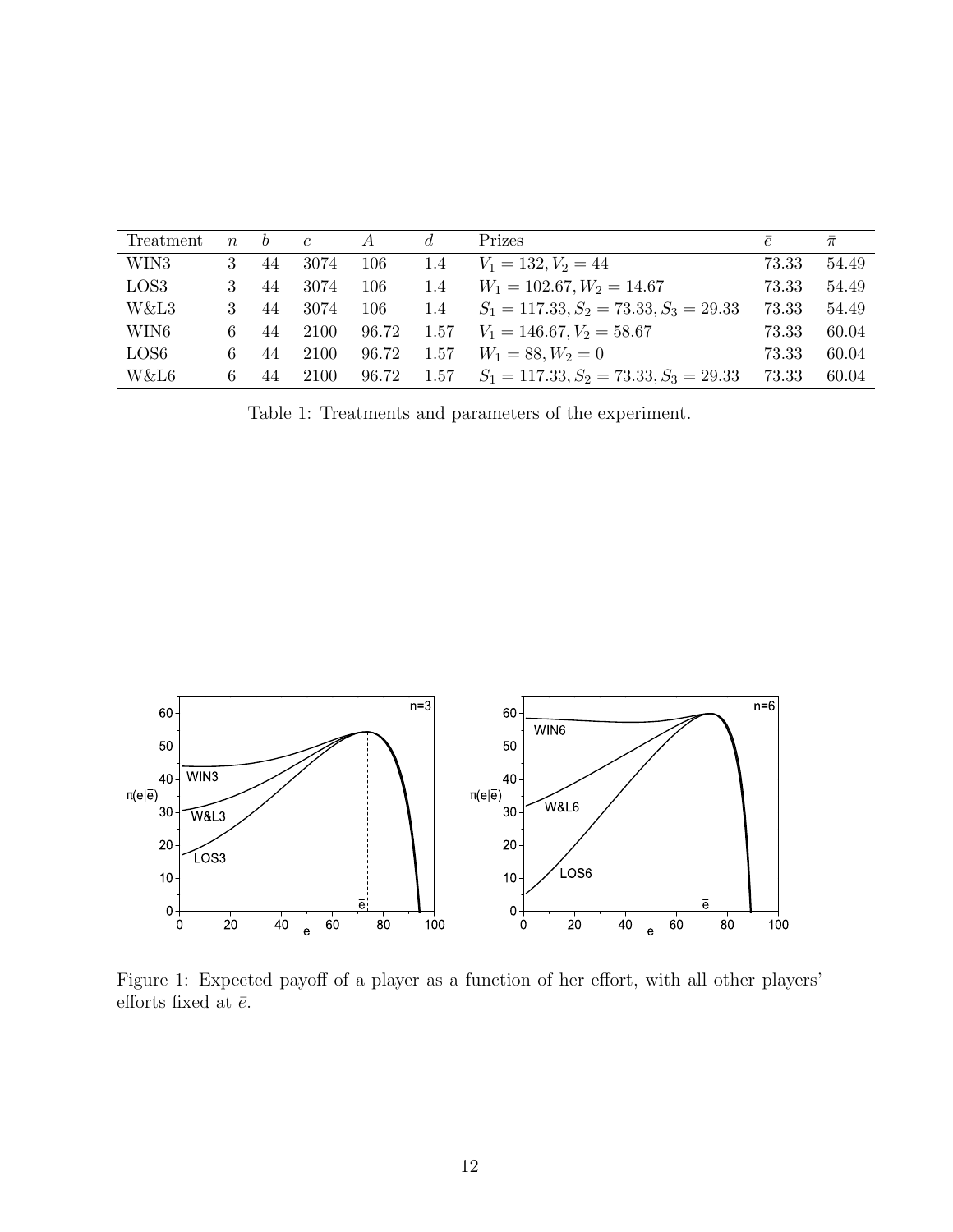| Treatment | $n$ | $b$ | $c$ | $A$ | $d$ | Prizes | $\bar{e}$ | $\bar{\pi}$ |
|---|---|---|---|---|---|---|---|---|
| WIN3 | 3 | 44 | 3074 | 106 | 1.4 | $V_1 = 132, V_2 = 44$ | 73.33 | 54.49 |
| LOS3 | 3 | 44 | 3074 | 106 | 1.4 | $W_1 = 102.67, W_2 = 14.67$ | 73.33 | 54.49 |
| W&L3 | 3 | 44 | 3074 | 106 | 1.4 | $S_1 = 117.33, S_2 = 73.33, S_3 = 29.33$ | 73.33 | 54.49 |
| WIN6 | 6 | 44 | 2100 | 96.72 | 1.57 | $V_1 = 146.67, V_2 = 58.67$ | 73.33 | 60.04 |
| LOS6 | 6 | 44 | 2100 | 96.72 | 1.57 | $W_1 = 88, W_2 = 0$ | 73.33 | 60.04 |
| W&L6 | 6 | 44 | 2100 | 96.72 | 1.57 | $S_1 = 117.33, S_2 = 73.33, S_3 = 29.33$ | 73.33 | 60.04 |

Table 1: Treatments and parameters of the experiment.

Figure 1: Expected payoff of a player as a function of her effort, with all other players' efforts fixed at $\bar{e}$.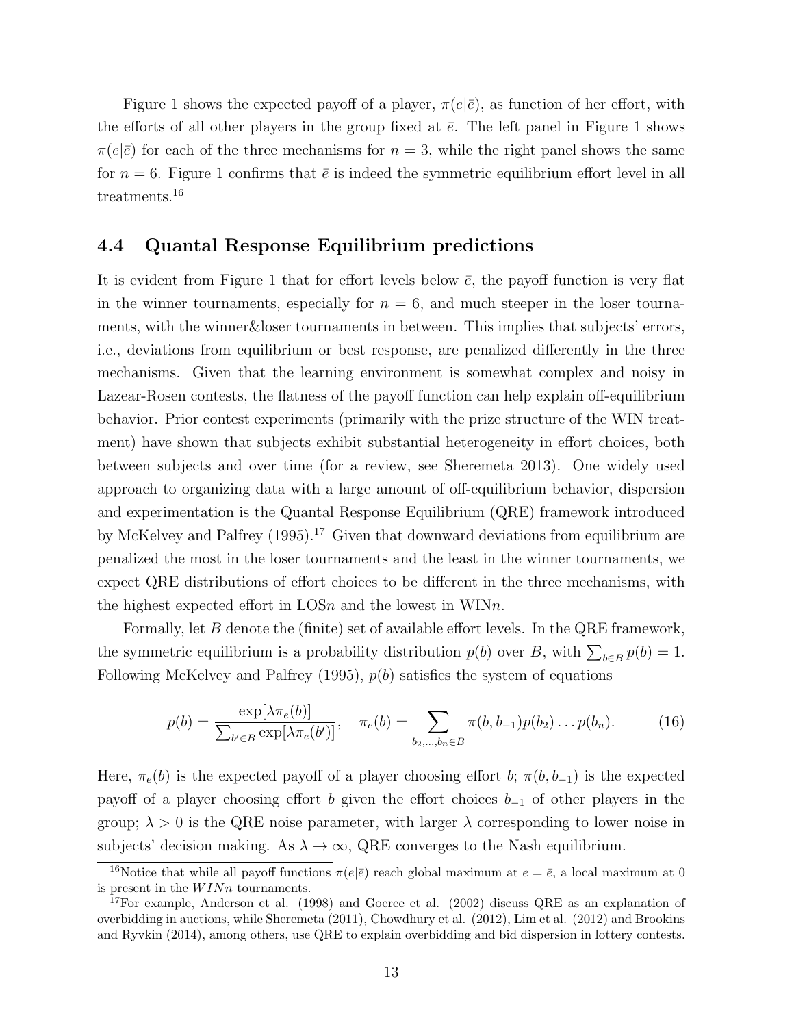Figure 1 shows the expected payoff of a player, $\pi(e|\bar{e})$, as function of her effort, with the efforts of all other players in the group fixed at $\bar{e}$. The left panel in Figure 1 shows $\pi(e|\bar{e})$ for each of the three mechanisms for $n = 3$, while the right panel shows the same for $n = 6$. Figure 1 confirms that $\bar{e}$ is indeed the symmetric equilibrium effort level in all treatments.[16]

## 4.4 Quantal Response Equilibrium predictions

It is evident from Figure 1 that for effort levels below $\bar{e}$, the payoff function is very flat in the winner tournaments, especially for $n = 6$, and much steeper in the loser tournaments, with the winner&loser tournaments in between. This implies that subjects' errors, i.e., deviations from equilibrium or best response, are penalized differently in the three mechanisms. Given that the learning environment is somewhat complex and noisy in Lazear-Rosen contests, the flatness of the payoff function can help explain off-equilibrium behavior. Prior contest experiments (primarily with the prize structure of the WIN treatment) have shown that subjects exhibit substantial heterogeneity in effort choices, both between subjects and over time (for a review, see Sheremeta 2013). One widely used approach to organizing data with a large amount of off-equilibrium behavior, dispersion and experimentation is the Quantal Response Equilibrium (QRE) framework introduced by McKelvey and Palfrey (1995).[17] Given that downward deviations from equilibrium are penalized the most in the loser tournaments and the least in the winner tournaments, we expect QRE distributions of effort choices to be different in the three mechanisms, with the highest expected effort in LOS$n$ and the lowest in WIN$n$.

Formally, let $B$ denote the (finite) set of available effort levels. In the QRE framework, the symmetric equilibrium is a probability distribution $p(b)$ over $B$, with $\sum_{b\in B} p(b) = 1$. Following McKelvey and Palfrey (1995), $p(b)$ satisfies the system of equations

$$p(b) = \frac{\exp[\lambda \pi_e(b)]}{\sum_{b'\in B} \exp[\lambda \pi_e(b')]}, \quad \pi_e(b) = \sum_{b_2,\ldots,b_n \in B} \pi(b, b_{-1}) p(b_2)\ldots p(b_n). \tag{16}$$

Here, $\pi_e(b)$ is the expected payoff of a player choosing effort $b$; $\pi(b, b_{-1})$ is the expected payoff of a player choosing effort $b$ given the effort choices $b_{-1}$ of other players in the group; $\lambda > 0$ is the QRE noise parameter, with larger $\lambda$ corresponding to lower noise in subjects' decision making. As $\lambda \to \infty$, QRE converges to the Nash equilibrium.

[16] Notice that while all payoff functions $\pi(e|\bar{e})$ reach global maximum at $e = \bar{e}$, a local maximum at 0 is present in the $WINn$ tournaments.

[17] For example, Anderson et al. (1998) and Goeree et al. (2002) discuss QRE as an explanation of overbidding in auctions, while Sheremeta (2011), Chowdhury et al. (2012), Lim et al. (2012) and Brookins and Ryvkin (2014), among others, use QRE to explain overbidding and bid dispersion in lottery contests.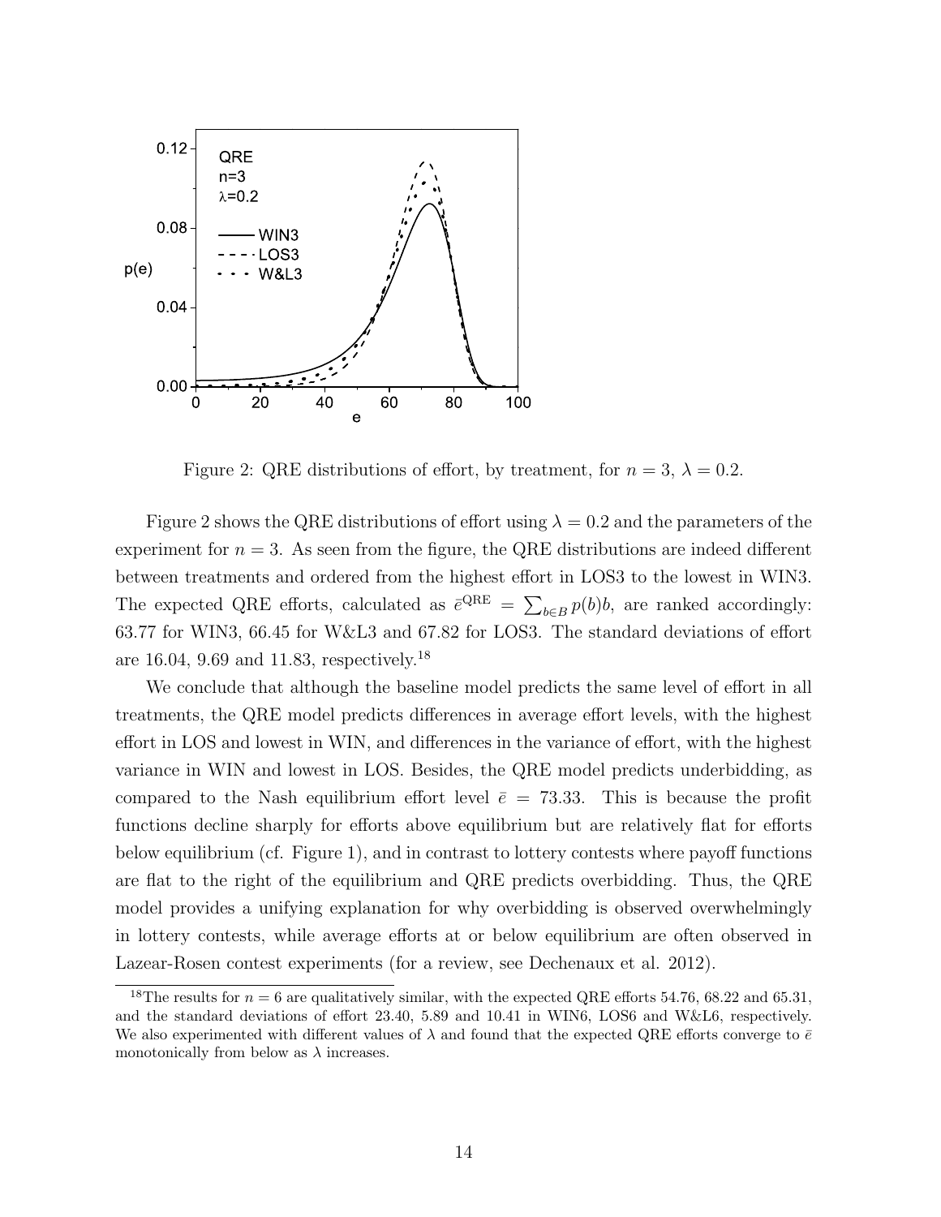Figure 2: QRE distributions of effort, by treatment, for $n = 3$, $\lambda = 0.2$.

Figure 2 shows the QRE distributions of effort using $\lambda = 0.2$ and the parameters of the experiment for $n = 3$. As seen from the figure, the QRE distributions are indeed different between treatments and ordered from the highest effort in LOS3 to the lowest in WIN3. The expected QRE efforts, calculated as $\bar{e}^{\text{QRE}} = \sum_{b \in B} p(b)b$, are ranked accordingly: 63.77 for WIN3, 66.45 for W&L3 and 67.82 for LOS3. The standard deviations of effort are 16.04, 9.69 and 11.83, respectively.[18]

We conclude that although the baseline model predicts the same level of effort in all treatments, the QRE model predicts differences in average effort levels, with the highest effort in LOS and lowest in WIN, and differences in the variance of effort, with the highest variance in WIN and lowest in LOS. Besides, the QRE model predicts underbidding, as compared to the Nash equilibrium effort level $\bar{e} = 73.33$. This is because the profit functions decline sharply for efforts above equilibrium but are relatively flat for efforts below equilibrium (cf. Figure 1), and in contrast to lottery contests where payoff functions are flat to the right of the equilibrium and QRE predicts overbidding. Thus, the QRE model provides a unifying explanation for why overbidding is observed overwhelmingly in lottery contests, while average efforts at or below equilibrium are often observed in Lazear-Rosen contest experiments (for a review, see Dechenaux et al. 2012).

[18] The results for $n = 6$ are qualitatively similar, with the expected QRE efforts 54.76, 68.22 and 65.31, and the standard deviations of effort 23.40, 5.89 and 10.41 in WIN6, LOS6 and W&L6, respectively. We also experimented with different values of $\lambda$ and found that the expected QRE efforts converge to $\bar{e}$ monotonically from below as $\lambda$ increases.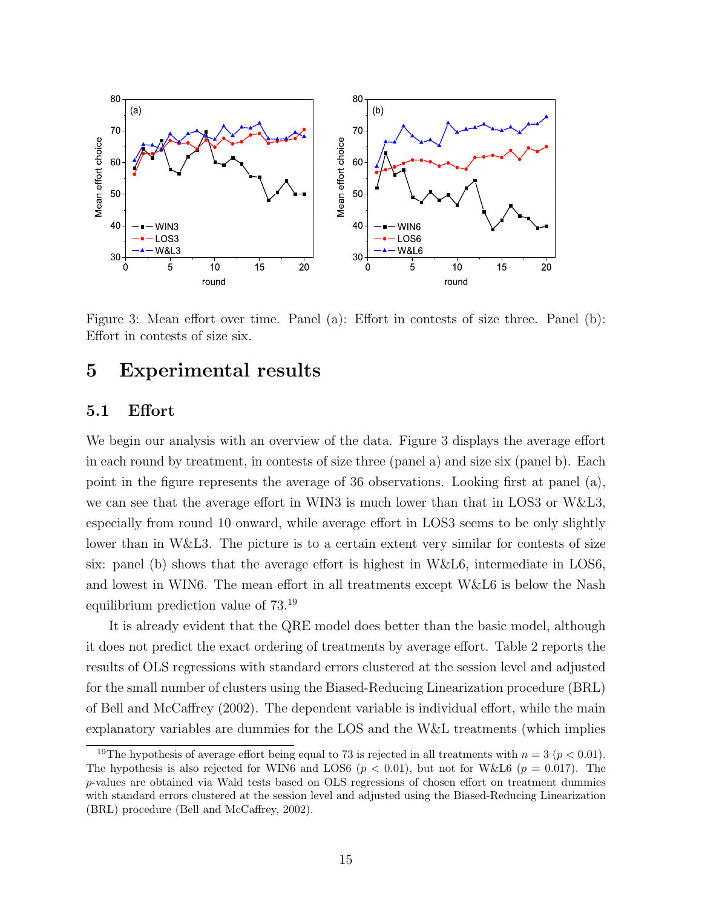Figure 3: Mean effort over time. Panel (a): Effort in contests of size three. Panel (b): Effort in contests of size six.

# 5 Experimental results

## 5.1 Effort

We begin our analysis with an overview of the data. Figure 3 displays the average effort in each round by treatment, in contests of size three (panel a) and size six (panel b). Each point in the figure represents the average of 36 observations. Looking first at panel (a), we can see that the average effort in WIN3 is much lower than that in LOS3 or W&L3, especially from round 10 onward, while average effort in LOS3 seems to be only slightly lower than in W&L3. The picture is to a certain extent very similar for contests of size six: panel (b) shows that the average effort is highest in W&L6, intermediate in LOS6, and lowest in WIN6. The mean effort in all treatments except W&L6 is below the Nash equilibrium prediction value of 73.[19]

It is already evident that the QRE model does better than the basic model, although it does not predict the exact ordering of treatments by average effort. Table 2 reports the results of OLS regressions with standard errors clustered at the session level and adjusted for the small number of clusters using the Biased-Reducing Linearization procedure (BRL) of Bell and McCaffrey (2002). The dependent variable is individual effort, while the main explanatory variables are dummies for the LOS and the W&L treatments (which implies

[19]The hypothesis of average effort being equal to 73 is rejected in all treatments with $n = 3$ ($p < 0.01$). The hypothesis is also rejected for WIN6 and LOS6 ($p < 0.01$), but not for W&L6 ($p = 0.017$). The $p$-values are obtained via Wald tests based on OLS regressions of chosen effort on treatment dummies with standard errors clustered at the session level and adjusted using the Biased-Reducing Linearization (BRL) procedure (Bell and McCaffrey, 2002).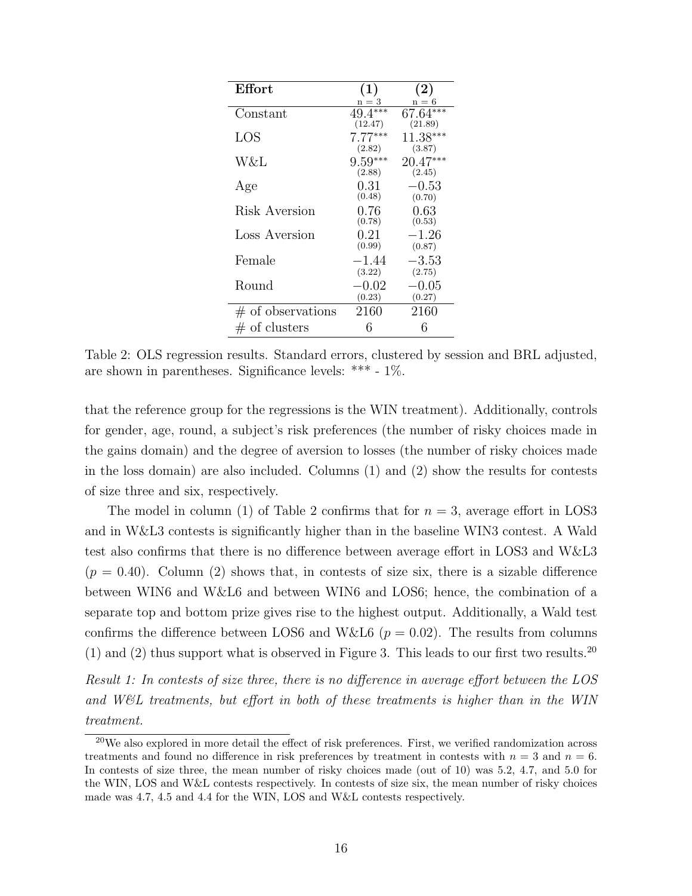| **Effort** | **(1)** n = 3 | **(2)** n = 6 |
|---|---|---|
| Constant | 49.4*** (12.47) | 67.64*** (21.89) |
| LOS | 7.77*** (2.82) | 11.38*** (3.87) |
| W&L | 9.59*** (2.88) | 20.47*** (2.45) |
| Age | 0.31 (0.48) | −0.53 (0.70) |
| Risk Aversion | 0.76 (0.78) | 0.63 (0.53) |
| Loss Aversion | 0.21 (0.99) | −1.26 (0.87) |
| Female | −1.44 (3.22) | −3.53 (2.75) |
| Round | −0.02 (0.23) | −0.05 (0.27) |
| # of observations | 2160 | 2160 |
| # of clusters | 6 | 6 |

Table 2: OLS regression results. Standard errors, clustered by session and BRL adjusted, are shown in parentheses. Significance levels: *** - 1%.

that the reference group for the regressions is the WIN treatment). Additionally, controls for gender, age, round, a subject's risk preferences (the number of risky choices made in the gains domain) and the degree of aversion to losses (the number of risky choices made in the loss domain) are also included. Columns (1) and (2) show the results for contests of size three and six, respectively.

The model in column (1) of Table 2 confirms that for $n = 3$, average effort in LOS3 and in W&L3 contests is significantly higher than in the baseline WIN3 contest. A Wald test also confirms that there is no difference between average effort in LOS3 and W&L3 ($p = 0.40$). Column (2) shows that, in contests of size six, there is a sizable difference between WIN6 and W&L6 and between WIN6 and LOS6; hence, the combination of a separate top and bottom prize gives rise to the highest output. Additionally, a Wald test confirms the difference between LOS6 and W&L6 ($p = 0.02$). The results from columns (1) and (2) thus support what is observed in Figure 3. This leads to our first two results.[20]

*Result 1: In contests of size three, there is no difference in average effort between the LOS and W&L treatments, but effort in both of these treatments is higher than in the WIN treatment.*

[20] We also explored in more detail the effect of risk preferences. First, we verified randomization across treatments and found no difference in risk preferences by treatment in contests with $n = 3$ and $n = 6$. In contests of size three, the mean number of risky choices made (out of 10) was 5.2, 4.7, and 5.0 for the WIN, LOS and W&L contests respectively. In contests of size six, the mean number of risky choices made was 4.7, 4.5 and 4.4 for the WIN, LOS and W&L contests respectively.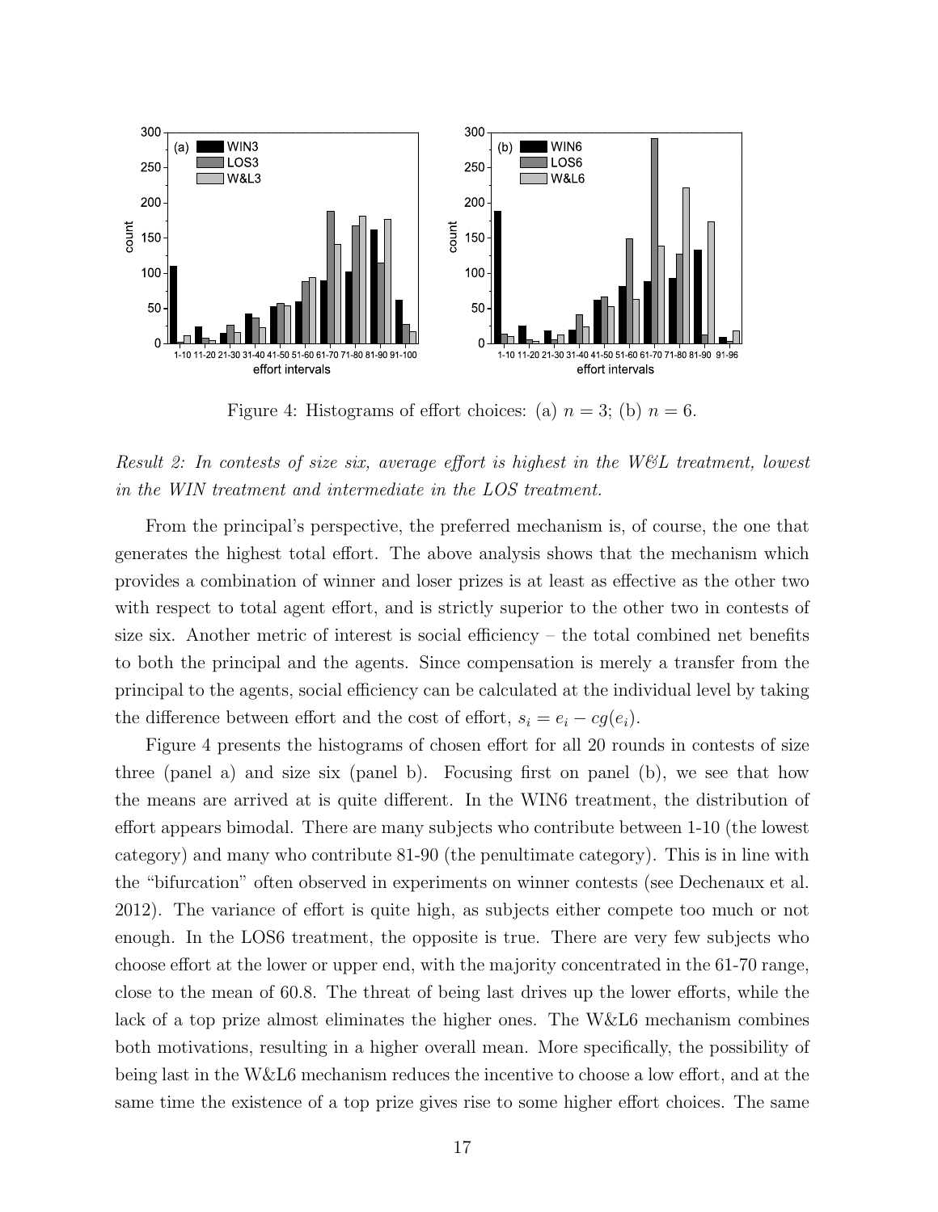Figure 4: Histograms of effort choices: (a) $n = 3$; (b) $n = 6$.

*Result 2: In contests of size six, average effort is highest in the W&L treatment, lowest in the WIN treatment and intermediate in the LOS treatment.*

From the principal's perspective, the preferred mechanism is, of course, the one that generates the highest total effort. The above analysis shows that the mechanism which provides a combination of winner and loser prizes is at least as effective as the other two with respect to total agent effort, and is strictly superior to the other two in contests of size six. Another metric of interest is social efficiency – the total combined net benefits to both the principal and the agents. Since compensation is merely a transfer from the principal to the agents, social efficiency can be calculated at the individual level by taking the difference between effort and the cost of effort, $s_i = e_i - cg(e_i)$.

Figure 4 presents the histograms of chosen effort for all 20 rounds in contests of size three (panel a) and size six (panel b). Focusing first on panel (b), we see that how the means are arrived at is quite different. In the WIN6 treatment, the distribution of effort appears bimodal. There are many subjects who contribute between 1-10 (the lowest category) and many who contribute 81-90 (the penultimate category). This is in line with the "bifurcation" often observed in experiments on winner contests (see Dechenaux et al. 2012). The variance of effort is quite high, as subjects either compete too much or not enough. In the LOS6 treatment, the opposite is true. There are very few subjects who choose effort at the lower or upper end, with the majority concentrated in the 61-70 range, close to the mean of 60.8. The threat of being last drives up the lower efforts, while the lack of a top prize almost eliminates the higher ones. The W&L6 mechanism combines both motivations, resulting in a higher overall mean. More specifically, the possibility of being last in the W&L6 mechanism reduces the incentive to choose a low effort, and at the same time the existence of a top prize gives rise to some higher effort choices. The same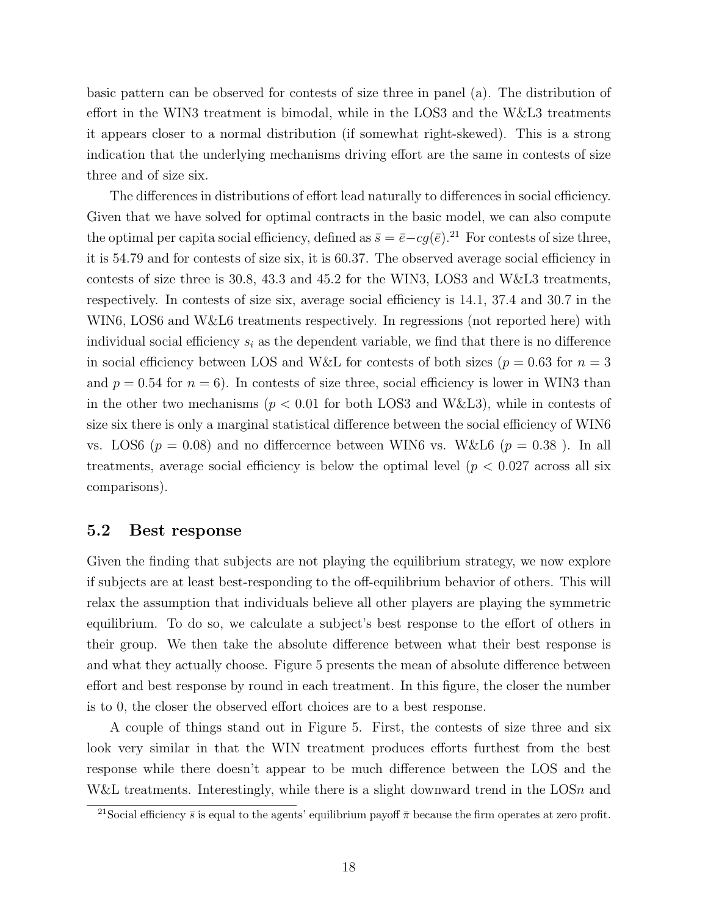basic pattern can be observed for contests of size three in panel (a). The distribution of effort in the WIN3 treatment is bimodal, while in the LOS3 and the W&L3 treatments it appears closer to a normal distribution (if somewhat right-skewed). This is a strong indication that the underlying mechanisms driving effort are the same in contests of size three and of size six.

The differences in distributions of effort lead naturally to differences in social efficiency. Given that we have solved for optimal contracts in the basic model, we can also compute the optimal per capita social efficiency, defined as $\bar{s} = \bar{e} - cg(\bar{e})$.[21] For contests of size three, it is 54.79 and for contests of size six, it is 60.37. The observed average social efficiency in contests of size three is 30.8, 43.3 and 45.2 for the WIN3, LOS3 and W&L3 treatments, respectively. In contests of size six, average social efficiency is 14.1, 37.4 and 30.7 in the WIN6, LOS6 and W&L6 treatments respectively. In regressions (not reported here) with individual social efficiency $s_i$ as the dependent variable, we find that there is no difference in social efficiency between LOS and W&L for contests of both sizes ($p = 0.63$ for $n = 3$ and $p = 0.54$ for $n = 6$). In contests of size three, social efficiency is lower in WIN3 than in the other two mechanisms ($p < 0.01$ for both LOS3 and W&L3), while in contests of size six there is only a marginal statistical difference between the social efficiency of WIN6 vs. LOS6 ($p = 0.08$) and no differcernce between WIN6 vs. W&L6 ($p = 0.38$ ). In all treatments, average social efficiency is below the optimal level ($p < 0.027$ across all six comparisons).

## 5.2 Best response

Given the finding that subjects are not playing the equilibrium strategy, we now explore if subjects are at least best-responding to the off-equilibrium behavior of others. This will relax the assumption that individuals believe all other players are playing the symmetric equilibrium. To do so, we calculate a subject's best response to the effort of others in their group. We then take the absolute difference between what their best response is and what they actually choose. Figure 5 presents the mean of absolute difference between effort and best response by round in each treatment. In this figure, the closer the number is to 0, the closer the observed effort choices are to a best response.

A couple of things stand out in Figure 5. First, the contests of size three and six look very similar in that the WIN treatment produces efforts furthest from the best response while there doesn't appear to be much difference between the LOS and the W&L treatments. Interestingly, while there is a slight downward trend in the LOS$n$ and

[21] Social efficiency $\bar{s}$ is equal to the agents' equilibrium payoff $\bar{\pi}$ because the firm operates at zero profit.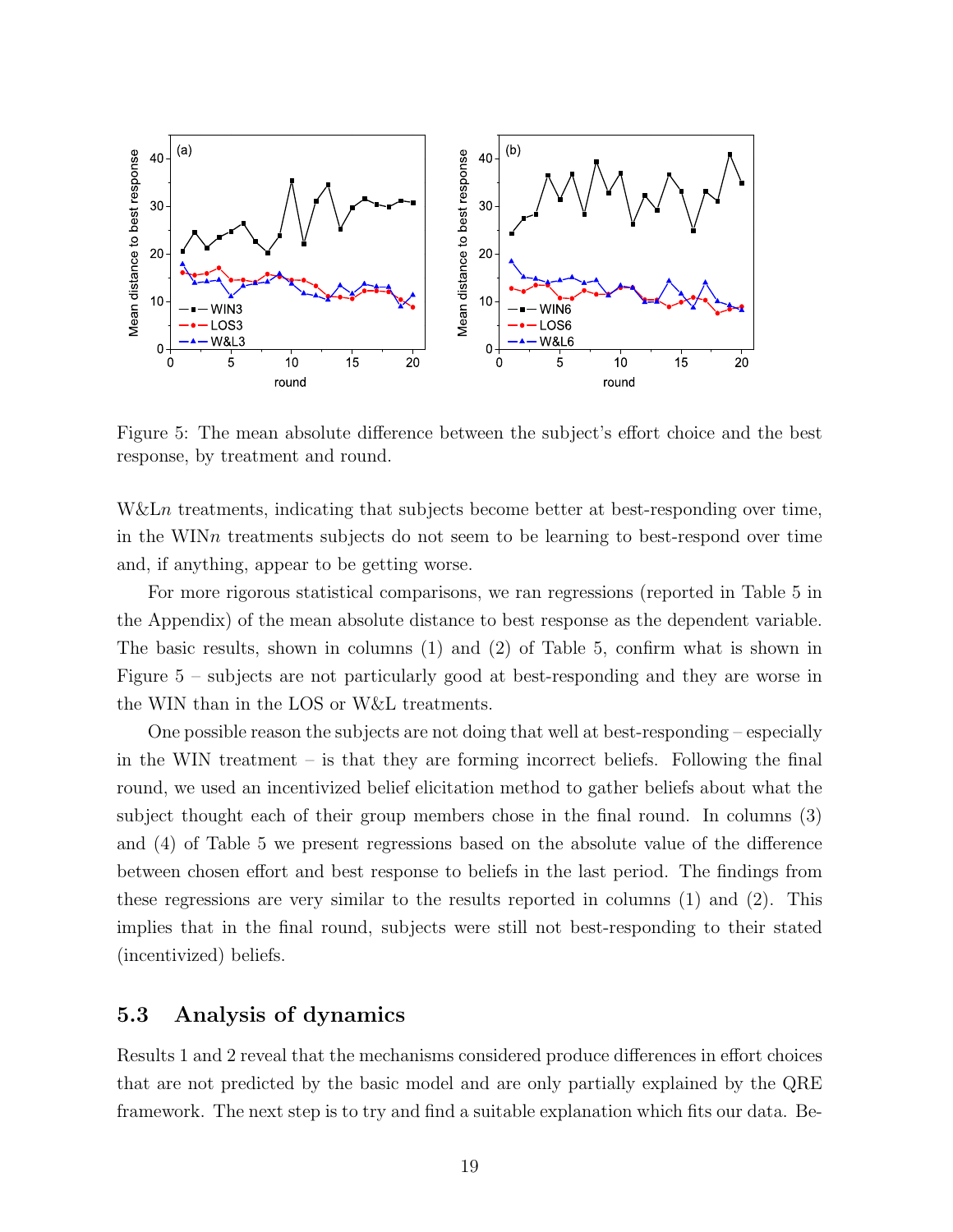Figure 5: The mean absolute difference between the subject's effort choice and the best response, by treatment and round.

W&L$n$ treatments, indicating that subjects become better at best-responding over time, in the WIN$n$ treatments subjects do not seem to be learning to best-respond over time and, if anything, appear to be getting worse.

For more rigorous statistical comparisons, we ran regressions (reported in Table 5 in the Appendix) of the mean absolute distance to best response as the dependent variable. The basic results, shown in columns (1) and (2) of Table 5, confirm what is shown in Figure 5 – subjects are not particularly good at best-responding and they are worse in the WIN than in the LOS or W&L treatments.

One possible reason the subjects are not doing that well at best-responding – especially in the WIN treatment – is that they are forming incorrect beliefs. Following the final round, we used an incentivized belief elicitation method to gather beliefs about what the subject thought each of their group members chose in the final round. In columns (3) and (4) of Table 5 we present regressions based on the absolute value of the difference between chosen effort and best response to beliefs in the last period. The findings from these regressions are very similar to the results reported in columns (1) and (2). This implies that in the final round, subjects were still not best-responding to their stated (incentivized) beliefs.

## 5.3 Analysis of dynamics

Results 1 and 2 reveal that the mechanisms considered produce differences in effort choices that are not predicted by the basic model and are only partially explained by the QRE framework. The next step is to try and find a suitable explanation which fits our data. Be-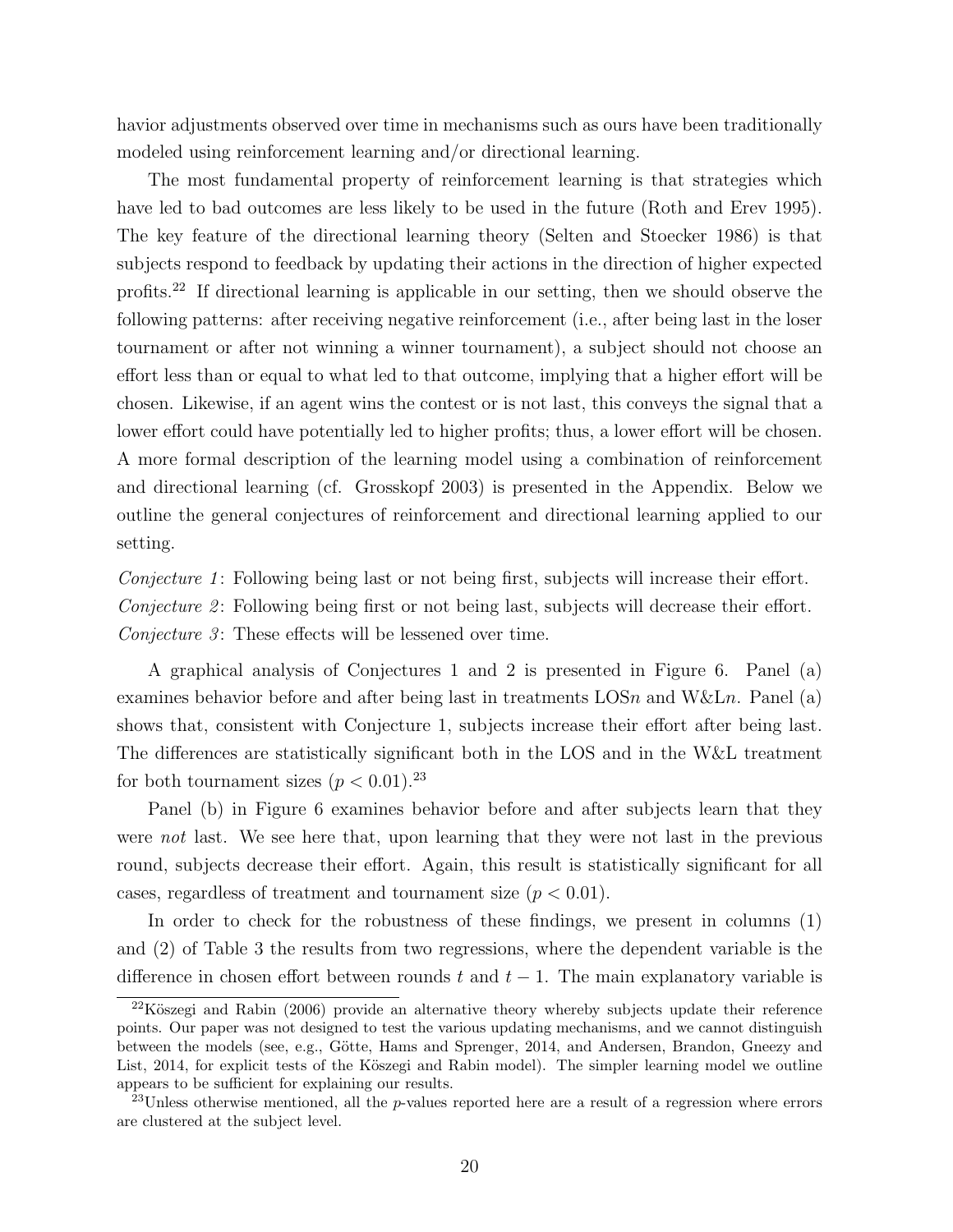havior adjustments observed over time in mechanisms such as ours have been traditionally modeled using reinforcement learning and/or directional learning.

The most fundamental property of reinforcement learning is that strategies which have led to bad outcomes are less likely to be used in the future (Roth and Erev 1995). The key feature of the directional learning theory (Selten and Stoecker 1986) is that subjects respond to feedback by updating their actions in the direction of higher expected profits.[22] If directional learning is applicable in our setting, then we should observe the following patterns: after receiving negative reinforcement (i.e., after being last in the loser tournament or after not winning a winner tournament), a subject should not choose an effort less than or equal to what led to that outcome, implying that a higher effort will be chosen. Likewise, if an agent wins the contest or is not last, this conveys the signal that a lower effort could have potentially led to higher profits; thus, a lower effort will be chosen. A more formal description of the learning model using a combination of reinforcement and directional learning (cf. Grosskopf 2003) is presented in the Appendix. Below we outline the general conjectures of reinforcement and directional learning applied to our setting.

*Conjecture 1*: Following being last or not being first, subjects will increase their effort.
*Conjecture 2*: Following being first or not being last, subjects will decrease their effort.
*Conjecture 3*: These effects will be lessened over time.

A graphical analysis of Conjectures 1 and 2 is presented in Figure 6. Panel (a) examines behavior before and after being last in treatments LOS$n$ and W&L$n$. Panel (a) shows that, consistent with Conjecture 1, subjects increase their effort after being last. The differences are statistically significant both in the LOS and in the W&L treatment for both tournament sizes ($p < 0.01$).[23]

Panel (b) in Figure 6 examines behavior before and after subjects learn that they were *not* last. We see here that, upon learning that they were not last in the previous round, subjects decrease their effort. Again, this result is statistically significant for all cases, regardless of treatment and tournament size ($p < 0.01$).

In order to check for the robustness of these findings, we present in columns (1) and (2) of Table 3 the results from two regressions, where the dependent variable is the difference in chosen effort between rounds $t$ and $t-1$. The main explanatory variable is

[22] Köszegi and Rabin (2006) provide an alternative theory whereby subjects update their reference points. Our paper was not designed to test the various updating mechanisms, and we cannot distinguish between the models (see, e.g., Götte, Hams and Sprenger, 2014, and Andersen, Brandon, Gneezy and List, 2014, for explicit tests of the Köszegi and Rabin model). The simpler learning model we outline appears to be sufficient for explaining our results.

[23] Unless otherwise mentioned, all the $p$-values reported here are a result of a regression where errors are clustered at the subject level.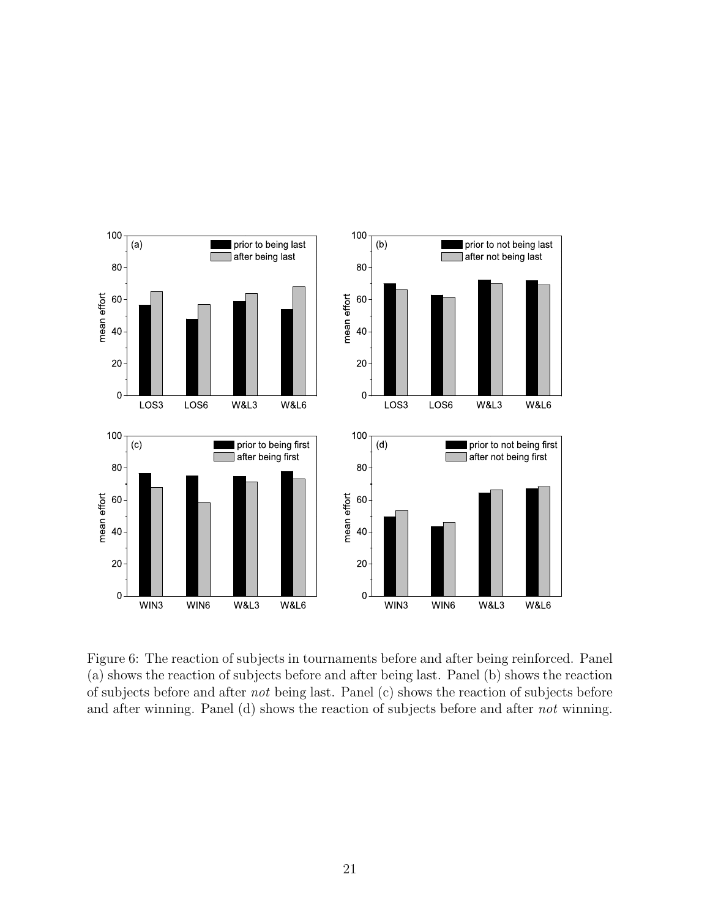Figure 6: The reaction of subjects in tournaments before and after being reinforced. Panel (a) shows the reaction of subjects before and after being last. Panel (b) shows the reaction of subjects before and after *not* being last. Panel (c) shows the reaction of subjects before and after winning. Panel (d) shows the reaction of subjects before and after *not* winning.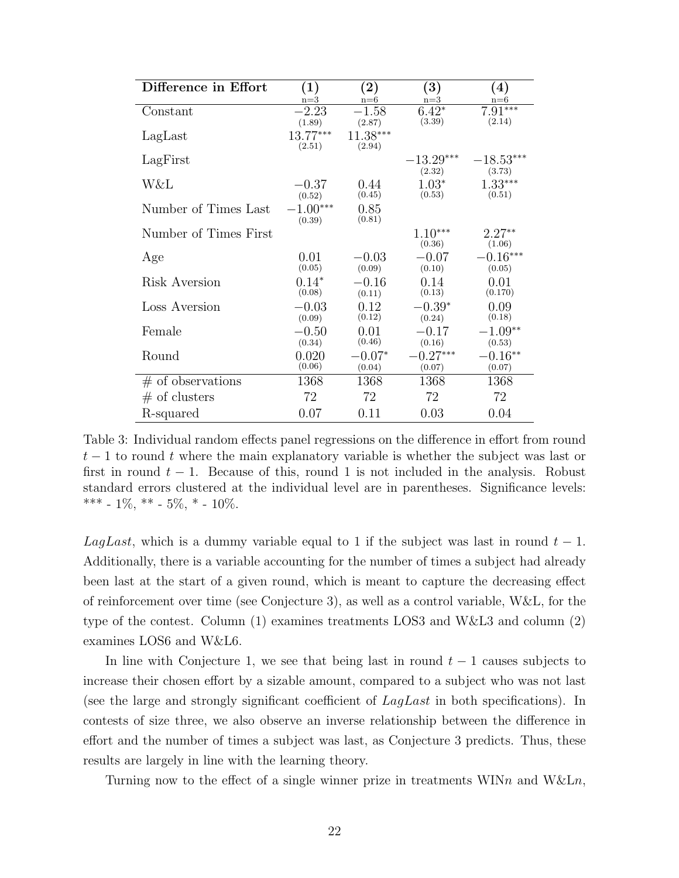| Difference in Effort | (1) n=3 | (2) n=6 | (3) n=3 | (4) n=6 |
|---|---|---|---|---|
| Constant | $-2.23$ (1.89) | $-1.58$ (2.87) | $6.42^{*}$ (3.39) | $7.91^{***}$ (2.14) |
| LagLast | $13.77^{***}$ (2.51) | $11.38^{***}$ (2.94) | | |
| LagFirst | | | $-13.29^{***}$ (2.32) | $-18.53^{***}$ (3.73) |
| W&L | $-0.37$ (0.52) | $0.44$ (0.45) | $1.03^{*}$ (0.53) | $1.33^{***}$ (0.51) |
| Number of Times Last | $-1.00^{***}$ (0.39) | $0.85$ (0.81) | | |
| Number of Times First | | | $1.10^{***}$ (0.36) | $2.27^{**}$ (1.06) |
| Age | $0.01$ (0.05) | $-0.03$ (0.09) | $-0.07$ (0.10) | $-0.16^{***}$ (0.05) |
| Risk Aversion | $0.14^{*}$ (0.08) | $-0.16$ (0.11) | $0.14$ (0.13) | $0.01$ (0.170) |
| Loss Aversion | $-0.03$ (0.09) | $0.12$ (0.12) | $-0.39^{*}$ (0.24) | $0.09$ (0.18) |
| Female | $-0.50$ (0.34) | $0.01$ (0.46) | $-0.17$ (0.16) | $-1.09^{**}$ (0.53) |
| Round | $0.020$ (0.06) | $-0.07^{*}$ (0.04) | $-0.27^{***}$ (0.07) | $-0.16^{**}$ (0.07) |
| # of observations | 1368 | 1368 | 1368 | 1368 |
| # of clusters | 72 | 72 | 72 | 72 |
| R-squared | 0.07 | 0.11 | 0.03 | 0.04 |

Table 3: Individual random effects panel regressions on the difference in effort from round $t-1$ to round $t$ where the main explanatory variable is whether the subject was last or first in round $t-1$. Because of this, round 1 is not included in the analysis. Robust standard errors clustered at the individual level are in parentheses. Significance levels: *** - 1%, ** - 5%, * - 10%.

*LagLast*, which is a dummy variable equal to 1 if the subject was last in round $t-1$. Additionally, there is a variable accounting for the number of times a subject had already been last at the start of a given round, which is meant to capture the decreasing effect of reinforcement over time (see Conjecture 3), as well as a control variable, W&L, for the type of the contest. Column (1) examines treatments LOS3 and W&L3 and column (2) examines LOS6 and W&L6.

In line with Conjecture 1, we see that being last in round $t-1$ causes subjects to increase their chosen effort by a sizable amount, compared to a subject who was not last (see the large and strongly significant coefficient of *LagLast* in both specifications). In contests of size three, we also observe an inverse relationship between the difference in effort and the number of times a subject was last, as Conjecture 3 predicts. Thus, these results are largely in line with the learning theory.

Turning now to the effect of a single winner prize in treatments WIN$n$ and W&L$n$,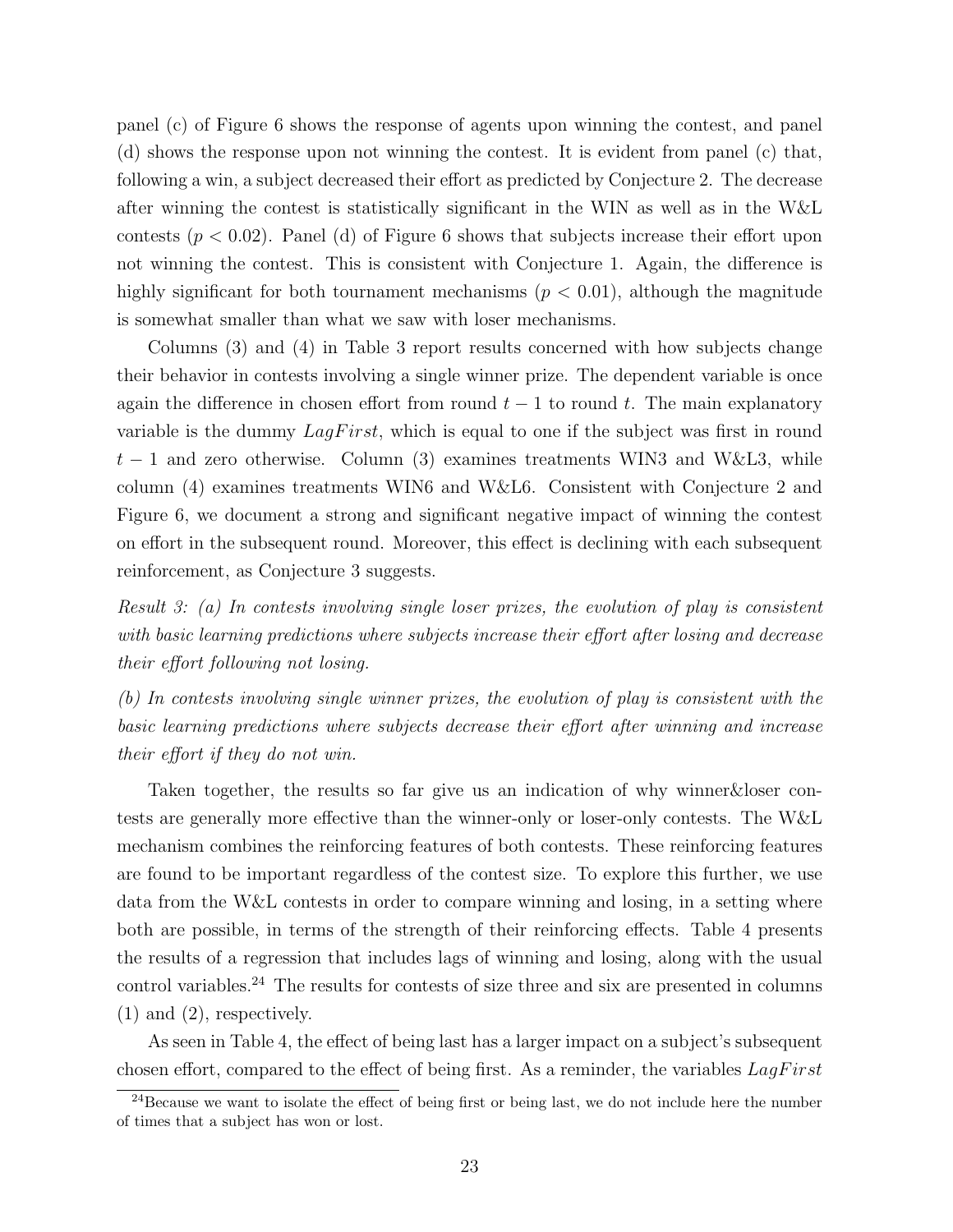panel (c) of Figure 6 shows the response of agents upon winning the contest, and panel (d) shows the response upon not winning the contest. It is evident from panel (c) that, following a win, a subject decreased their effort as predicted by Conjecture 2. The decrease after winning the contest is statistically significant in the WIN as well as in the W&L contests ($p < 0.02$). Panel (d) of Figure 6 shows that subjects increase their effort upon not winning the contest. This is consistent with Conjecture 1. Again, the difference is highly significant for both tournament mechanisms ($p < 0.01$), although the magnitude is somewhat smaller than what we saw with loser mechanisms.

Columns (3) and (4) in Table 3 report results concerned with how subjects change their behavior in contests involving a single winner prize. The dependent variable is once again the difference in chosen effort from round $t-1$ to round $t$. The main explanatory variable is the dummy $LagFirst$, which is equal to one if the subject was first in round $t-1$ and zero otherwise. Column (3) examines treatments WIN3 and W&L3, while column (4) examines treatments WIN6 and W&L6. Consistent with Conjecture 2 and Figure 6, we document a strong and significant negative impact of winning the contest on effort in the subsequent round. Moreover, this effect is declining with each subsequent reinforcement, as Conjecture 3 suggests.

*Result 3: (a) In contests involving single loser prizes, the evolution of play is consistent with basic learning predictions where subjects increase their effort after losing and decrease their effort following not losing.*

*(b) In contests involving single winner prizes, the evolution of play is consistent with the basic learning predictions where subjects decrease their effort after winning and increase their effort if they do not win.*

Taken together, the results so far give us an indication of why winner&loser contests are generally more effective than the winner-only or loser-only contests. The W&L mechanism combines the reinforcing features of both contests. These reinforcing features are found to be important regardless of the contest size. To explore this further, we use data from the W&L contests in order to compare winning and losing, in a setting where both are possible, in terms of the strength of their reinforcing effects. Table 4 presents the results of a regression that includes lags of winning and losing, along with the usual control variables.[24] The results for contests of size three and six are presented in columns (1) and (2), respectively.

As seen in Table 4, the effect of being last has a larger impact on a subject's subsequent chosen effort, compared to the effect of being first. As a reminder, the variables $LagFirst$

[24]Because we want to isolate the effect of being first or being last, we do not include here the number of times that a subject has won or lost.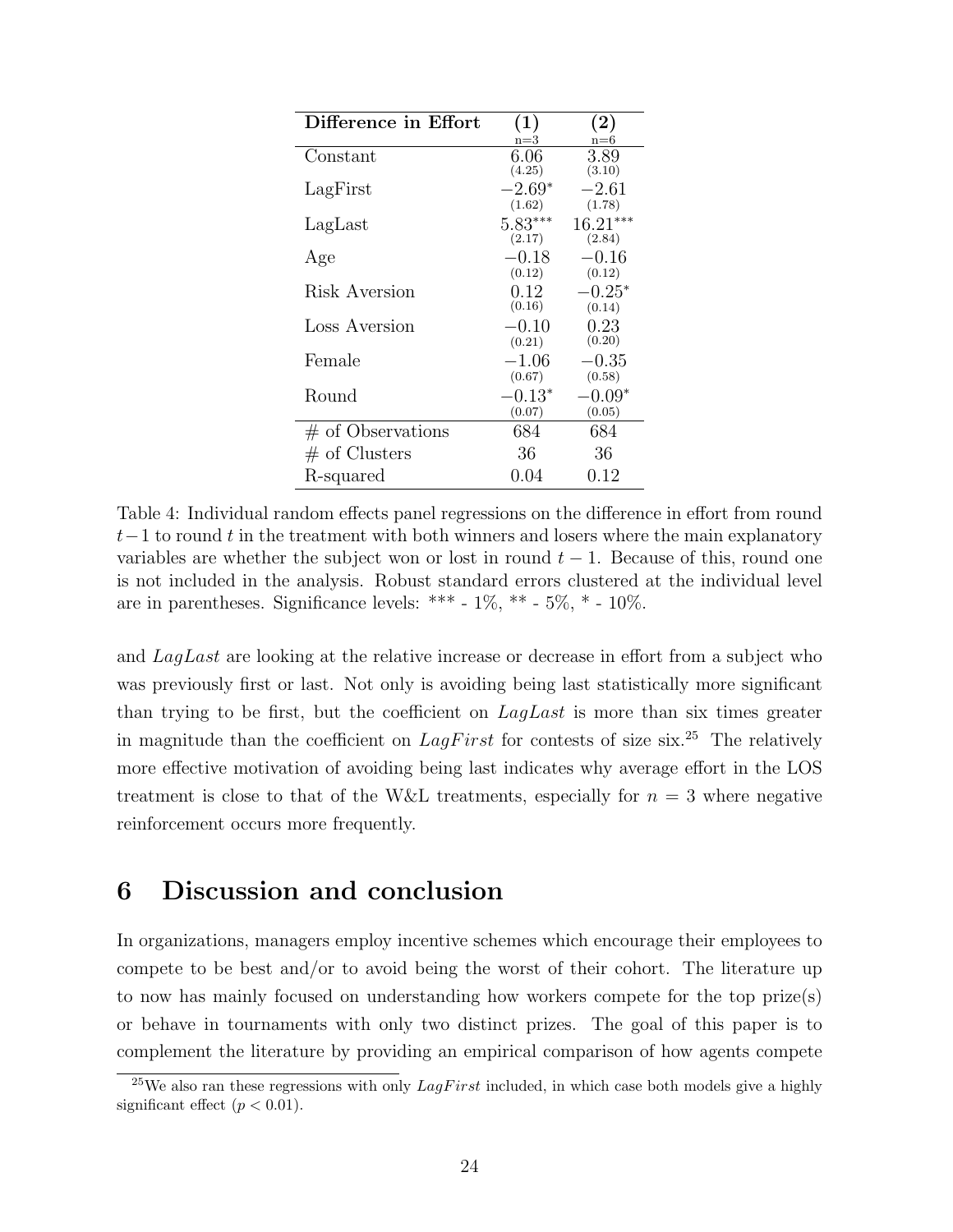| Difference in Effort | (1) n=3 | (2) n=6 |
|---|---|---|
| Constant | 6.06 (4.25) | 3.89 (3.10) |
| LagFirst | $-2.69^{*}$ (1.62) | $-2.61$ (1.78) |
| LagLast | $5.83^{***}$ (2.17) | $16.21^{***}$ (2.84) |
| Age | $-0.18$ (0.12) | $-0.16$ (0.12) |
| Risk Aversion | 0.12 (0.16) | $-0.25^{*}$ (0.14) |
| Loss Aversion | $-0.10$ (0.21) | 0.23 (0.20) |
| Female | $-1.06$ (0.67) | $-0.35$ (0.58) |
| Round | $-0.13^{*}$ (0.07) | $-0.09^{*}$ (0.05) |
| # of Observations | 684 | 684 |
| # of Clusters | 36 | 36 |
| R-squared | 0.04 | 0.12 |

Table 4: Individual random effects panel regressions on the difference in effort from round $t-1$ to round $t$ in the treatment with both winners and losers where the main explanatory variables are whether the subject won or lost in round $t-1$. Because of this, round one is not included in the analysis. Robust standard errors clustered at the individual level are in parentheses. Significance levels: *** - 1%, ** - 5%, * - 10%.

and *LagLast* are looking at the relative increase or decrease in effort from a subject who was previously first or last. Not only is avoiding being last statistically more significant than trying to be first, but the coefficient on *LagLast* is more than six times greater in magnitude than the coefficient on *LagFirst* for contests of size six.[25] The relatively more effective motivation of avoiding being last indicates why average effort in the LOS treatment is close to that of the W&L treatments, especially for $n = 3$ where negative reinforcement occurs more frequently.

# 6 Discussion and conclusion

In organizations, managers employ incentive schemes which encourage their employees to compete to be best and/or to avoid being the worst of their cohort. The literature up to now has mainly focused on understanding how workers compete for the top prize(s) or behave in tournaments with only two distinct prizes. The goal of this paper is to complement the literature by providing an empirical comparison of how agents compete

[25] We also ran these regressions with only *LagFirst* included, in which case both models give a highly significant effect ($p < 0.01$).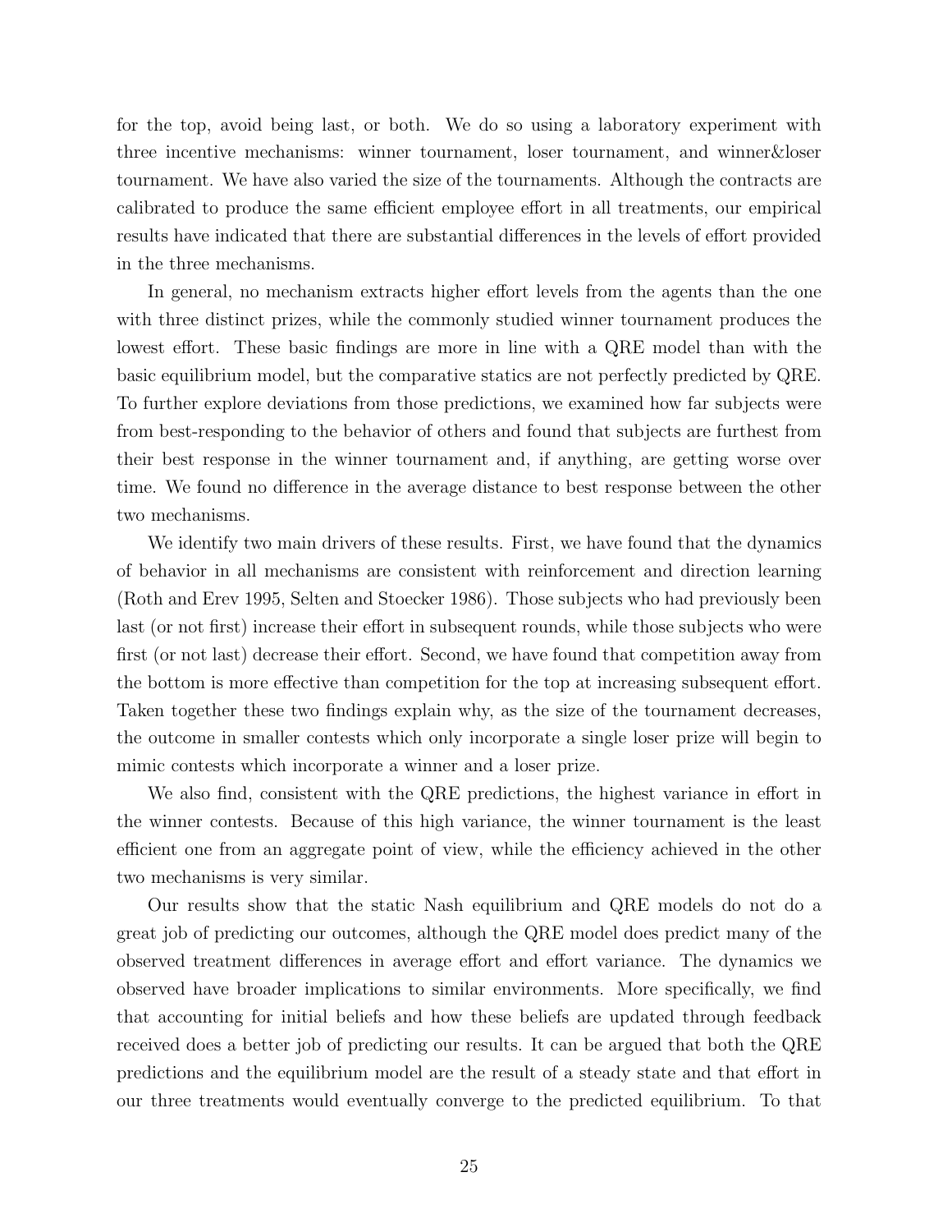for the top, avoid being last, or both. We do so using a laboratory experiment with three incentive mechanisms: winner tournament, loser tournament, and winner&loser tournament. We have also varied the size of the tournaments. Although the contracts are calibrated to produce the same efficient employee effort in all treatments, our empirical results have indicated that there are substantial differences in the levels of effort provided in the three mechanisms.

In general, no mechanism extracts higher effort levels from the agents than the one with three distinct prizes, while the commonly studied winner tournament produces the lowest effort. These basic findings are more in line with a QRE model than with the basic equilibrium model, but the comparative statics are not perfectly predicted by QRE. To further explore deviations from those predictions, we examined how far subjects were from best-responding to the behavior of others and found that subjects are furthest from their best response in the winner tournament and, if anything, are getting worse over time. We found no difference in the average distance to best response between the other two mechanisms.

We identify two main drivers of these results. First, we have found that the dynamics of behavior in all mechanisms are consistent with reinforcement and direction learning (Roth and Erev 1995, Selten and Stoecker 1986). Those subjects who had previously been last (or not first) increase their effort in subsequent rounds, while those subjects who were first (or not last) decrease their effort. Second, we have found that competition away from the bottom is more effective than competition for the top at increasing subsequent effort. Taken together these two findings explain why, as the size of the tournament decreases, the outcome in smaller contests which only incorporate a single loser prize will begin to mimic contests which incorporate a winner and a loser prize.

We also find, consistent with the QRE predictions, the highest variance in effort in the winner contests. Because of this high variance, the winner tournament is the least efficient one from an aggregate point of view, while the efficiency achieved in the other two mechanisms is very similar.

Our results show that the static Nash equilibrium and QRE models do not do a great job of predicting our outcomes, although the QRE model does predict many of the observed treatment differences in average effort and effort variance. The dynamics we observed have broader implications to similar environments. More specifically, we find that accounting for initial beliefs and how these beliefs are updated through feedback received does a better job of predicting our results. It can be argued that both the QRE predictions and the equilibrium model are the result of a steady state and that effort in our three treatments would eventually converge to the predicted equilibrium. To that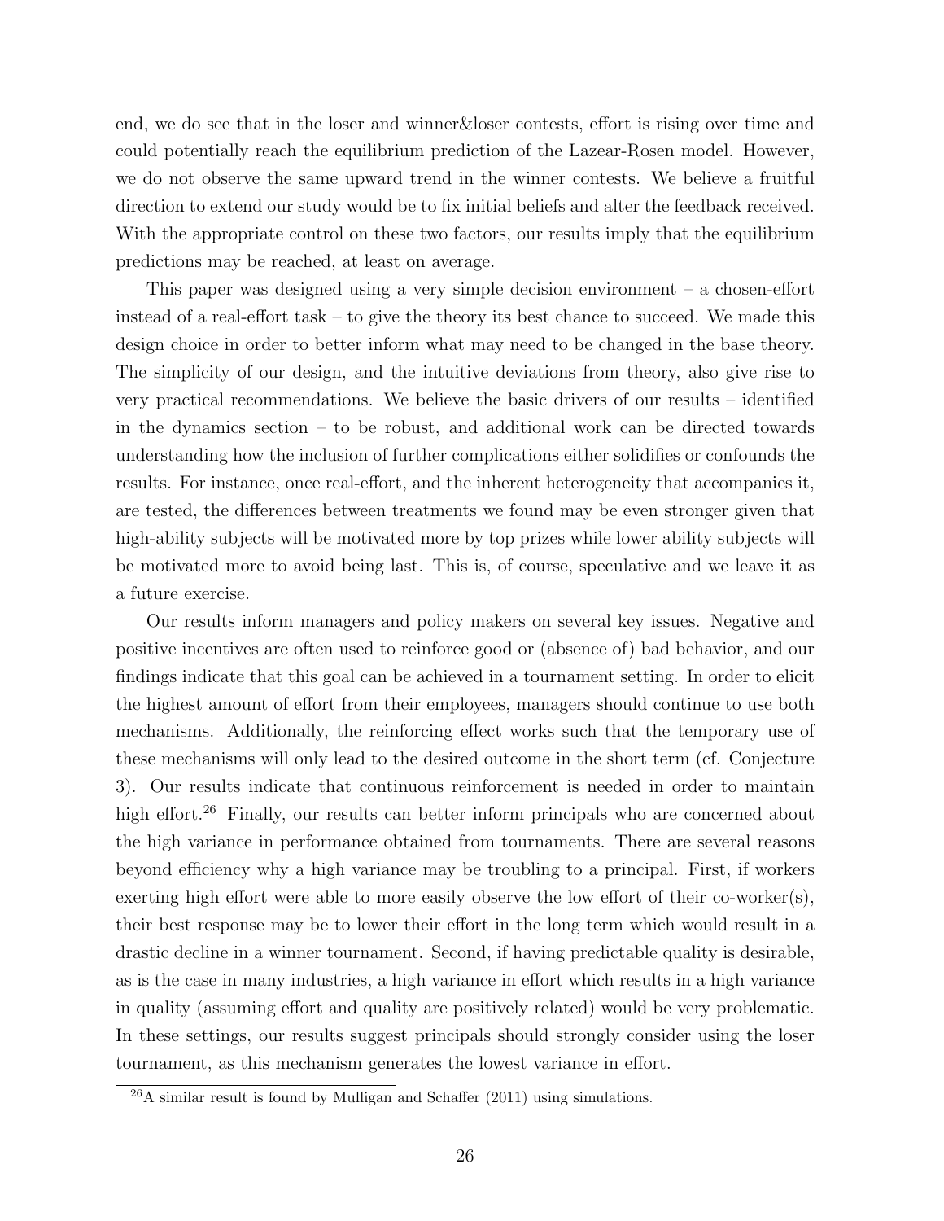end, we do see that in the loser and winner&loser contests, effort is rising over time and could potentially reach the equilibrium prediction of the Lazear-Rosen model. However, we do not observe the same upward trend in the winner contests. We believe a fruitful direction to extend our study would be to fix initial beliefs and alter the feedback received. With the appropriate control on these two factors, our results imply that the equilibrium predictions may be reached, at least on average.

This paper was designed using a very simple decision environment – a chosen-effort instead of a real-effort task – to give the theory its best chance to succeed. We made this design choice in order to better inform what may need to be changed in the base theory. The simplicity of our design, and the intuitive deviations from theory, also give rise to very practical recommendations. We believe the basic drivers of our results – identified in the dynamics section – to be robust, and additional work can be directed towards understanding how the inclusion of further complications either solidifies or confounds the results. For instance, once real-effort, and the inherent heterogeneity that accompanies it, are tested, the differences between treatments we found may be even stronger given that high-ability subjects will be motivated more by top prizes while lower ability subjects will be motivated more to avoid being last. This is, of course, speculative and we leave it as a future exercise.

Our results inform managers and policy makers on several key issues. Negative and positive incentives are often used to reinforce good or (absence of) bad behavior, and our findings indicate that this goal can be achieved in a tournament setting. In order to elicit the highest amount of effort from their employees, managers should continue to use both mechanisms. Additionally, the reinforcing effect works such that the temporary use of these mechanisms will only lead to the desired outcome in the short term (cf. Conjecture 3). Our results indicate that continuous reinforcement is needed in order to maintain high effort.[26] Finally, our results can better inform principals who are concerned about the high variance in performance obtained from tournaments. There are several reasons beyond efficiency why a high variance may be troubling to a principal. First, if workers exerting high effort were able to more easily observe the low effort of their co-worker(s), their best response may be to lower their effort in the long term which would result in a drastic decline in a winner tournament. Second, if having predictable quality is desirable, as is the case in many industries, a high variance in effort which results in a high variance in quality (assuming effort and quality are positively related) would be very problematic. In these settings, our results suggest principals should strongly consider using the loser tournament, as this mechanism generates the lowest variance in effort.

[26] A similar result is found by Mulligan and Schaffer (2011) using simulations.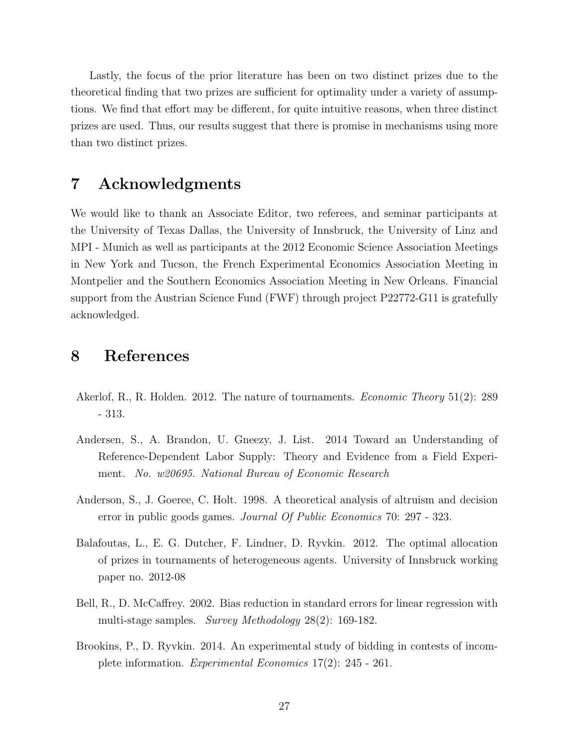Lastly, the focus of the prior literature has been on two distinct prizes due to the theoretical finding that two prizes are sufficient for optimality under a variety of assumptions. We find that effort may be different, for quite intuitive reasons, when three distinct prizes are used. Thus, our results suggest that there is promise in mechanisms using more than two distinct prizes.

# 7 Acknowledgments

We would like to thank an Associate Editor, two referees, and seminar participants at the University of Texas Dallas, the University of Innsbruck, the University of Linz and MPI - Munich as well as participants at the 2012 Economic Science Association Meetings in New York and Tucson, the French Experimental Economics Association Meeting in Montpelier and the Southern Economics Association Meeting in New Orleans. Financial support from the Austrian Science Fund (FWF) through project P22772-G11 is gratefully acknowledged.

# 8 References

Akerlof, R., R. Holden. 2012. The nature of tournaments. *Economic Theory* 51(2): 289 - 313.

Andersen, S., A. Brandon, U. Gneezy, J. List. 2014 Toward an Understanding of Reference-Dependent Labor Supply: Theory and Evidence from a Field Experiment. *No. w20695. National Bureau of Economic Research*

Anderson, S., J. Goeree, C. Holt. 1998. A theoretical analysis of altruism and decision error in public goods games. *Journal Of Public Economics* 70: 297 - 323.

Balafoutas, L., E. G. Dutcher, F. Lindner, D. Ryvkin. 2012. The optimal allocation of prizes in tournaments of heterogeneous agents. University of Innsbruck working paper no. 2012-08

Bell, R., D. McCaffrey. 2002. Bias reduction in standard errors for linear regression with multi-stage samples. *Survey Methodology* 28(2): 169-182.

Brookins, P., D. Ryvkin. 2014. An experimental study of bidding in contests of incomplete information. *Experimental Economics* 17(2): 245 - 261.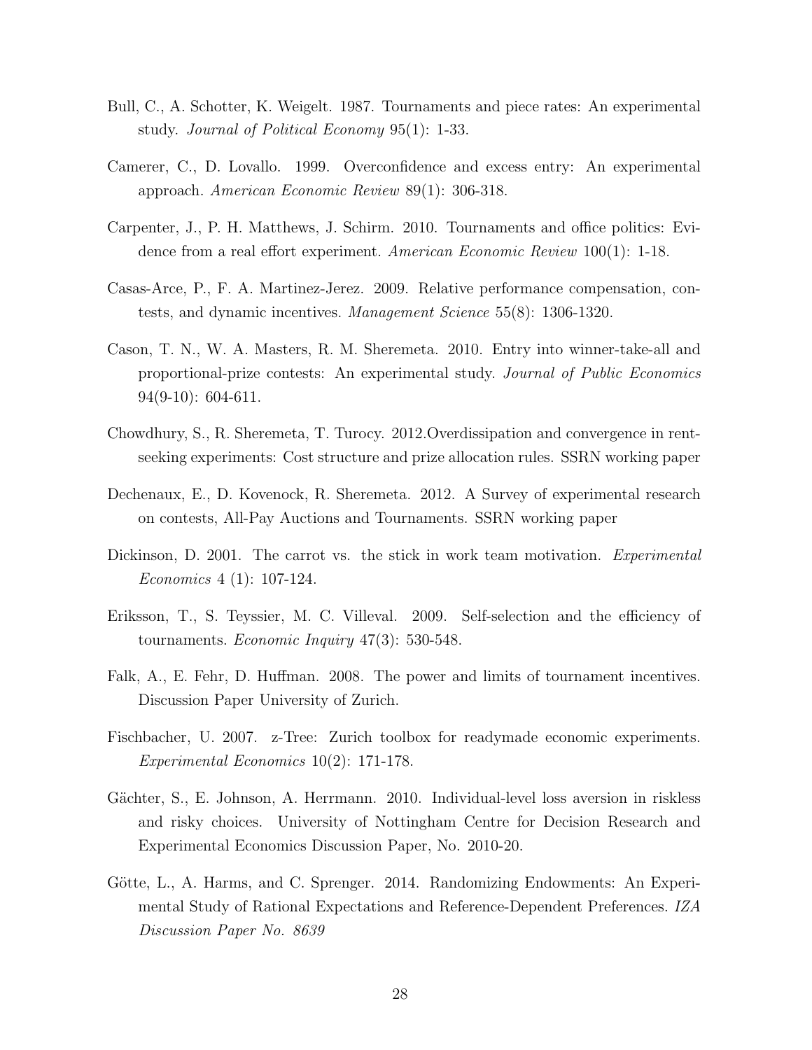Bull, C., A. Schotter, K. Weigelt. 1987. Tournaments and piece rates: An experimental study. *Journal of Political Economy* 95(1): 1-33.

Camerer, C., D. Lovallo. 1999. Overconfidence and excess entry: An experimental approach. *American Economic Review* 89(1): 306-318.

Carpenter, J., P. H. Matthews, J. Schirm. 2010. Tournaments and office politics: Evidence from a real effort experiment. *American Economic Review* 100(1): 1-18.

Casas-Arce, P., F. A. Martinez-Jerez. 2009. Relative performance compensation, contests, and dynamic incentives. *Management Science* 55(8): 1306-1320.

Cason, T. N., W. A. Masters, R. M. Sheremeta. 2010. Entry into winner-take-all and proportional-prize contests: An experimental study. *Journal of Public Economics* 94(9-10): 604-611.

Chowdhury, S., R. Sheremeta, T. Turocy. 2012.Overdissipation and convergence in rent-seeking experiments: Cost structure and prize allocation rules. SSRN working paper

Dechenaux, E., D. Kovenock, R. Sheremeta. 2012. A Survey of experimental research on contests, All-Pay Auctions and Tournaments. SSRN working paper

Dickinson, D. 2001. The carrot vs. the stick in work team motivation. *Experimental Economics* 4 (1): 107-124.

Eriksson, T., S. Teyssier, M. C. Villeval. 2009. Self-selection and the efficiency of tournaments. *Economic Inquiry* 47(3): 530-548.

Falk, A., E. Fehr, D. Huffman. 2008. The power and limits of tournament incentives. Discussion Paper University of Zurich.

Fischbacher, U. 2007. z-Tree: Zurich toolbox for readymade economic experiments. *Experimental Economics* 10(2): 171-178.

Gächter, S., E. Johnson, A. Herrmann. 2010. Individual-level loss aversion in riskless and risky choices. University of Nottingham Centre for Decision Research and Experimental Economics Discussion Paper, No. 2010-20.

Götte, L., A. Harms, and C. Sprenger. 2014. Randomizing Endowments: An Experimental Study of Rational Expectations and Reference-Dependent Preferences. *IZA Discussion Paper No. 8639*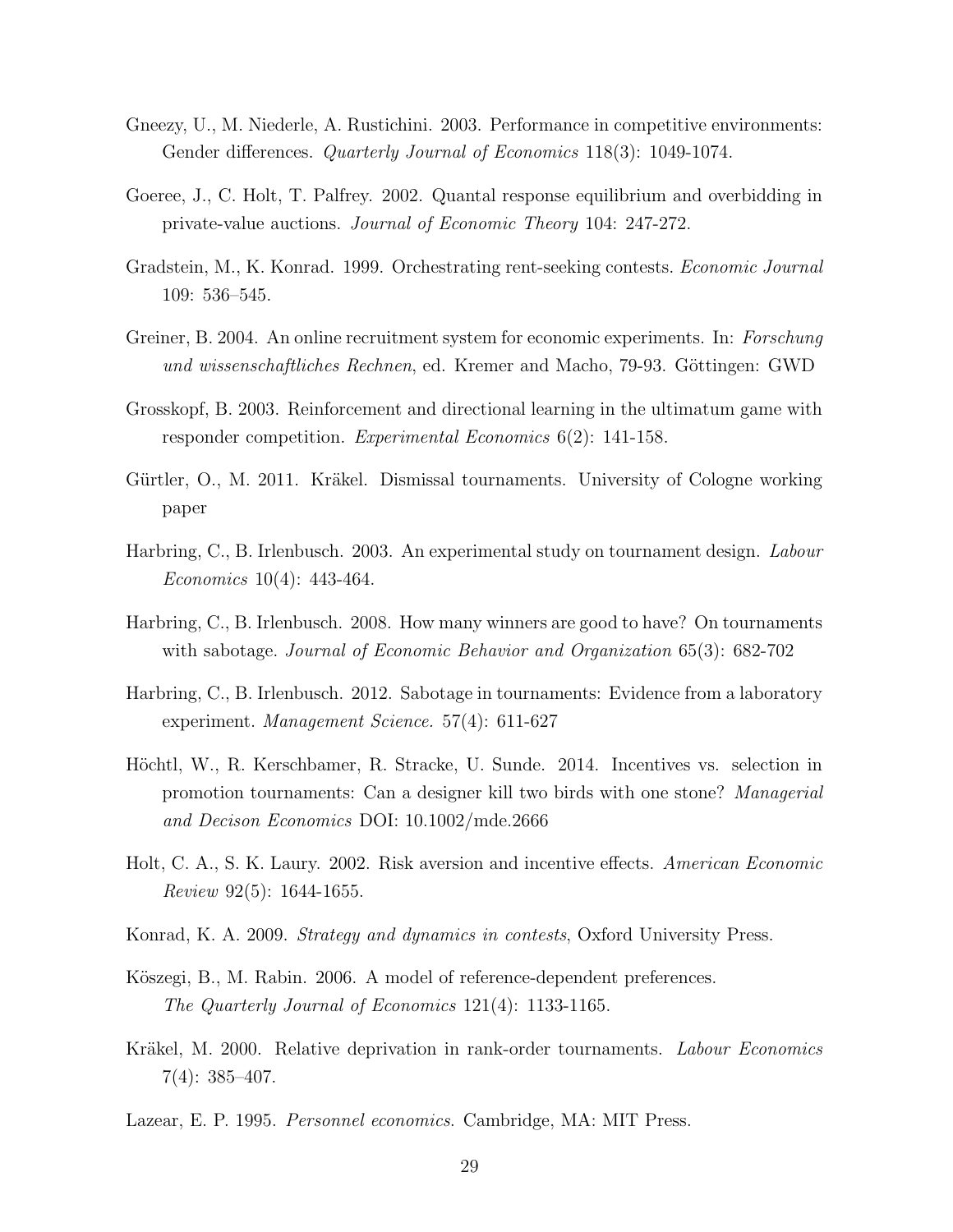Gneezy, U., M. Niederle, A. Rustichini. 2003. Performance in competitive environments: Gender differences. *Quarterly Journal of Economics* 118(3): 1049-1074.

Goeree, J., C. Holt, T. Palfrey. 2002. Quantal response equilibrium and overbidding in private-value auctions. *Journal of Economic Theory* 104: 247-272.

Gradstein, M., K. Konrad. 1999. Orchestrating rent-seeking contests. *Economic Journal* 109: 536–545.

Greiner, B. 2004. An online recruitment system for economic experiments. In: *Forschung und wissenschaftliches Rechnen*, ed. Kremer and Macho, 79-93. Göttingen: GWD

Grosskopf, B. 2003. Reinforcement and directional learning in the ultimatum game with responder competition. *Experimental Economics* 6(2): 141-158.

Gürtler, O., M. 2011. Kräkel. Dismissal tournaments. University of Cologne working paper

Harbring, C., B. Irlenbusch. 2003. An experimental study on tournament design. *Labour Economics* 10(4): 443-464.

Harbring, C., B. Irlenbusch. 2008. How many winners are good to have? On tournaments with sabotage. *Journal of Economic Behavior and Organization* 65(3): 682-702

Harbring, C., B. Irlenbusch. 2012. Sabotage in tournaments: Evidence from a laboratory experiment. *Management Science.* 57(4): 611-627

Höchtl, W., R. Kerschbamer, R. Stracke, U. Sunde. 2014. Incentives vs. selection in promotion tournaments: Can a designer kill two birds with one stone? *Managerial and Decison Economics* DOI: 10.1002/mde.2666

Holt, C. A., S. K. Laury. 2002. Risk aversion and incentive effects. *American Economic Review* 92(5): 1644-1655.

Konrad, K. A. 2009. *Strategy and dynamics in contests*, Oxford University Press.

Köszegi, B., M. Rabin. 2006. A model of reference-dependent preferences. *The Quarterly Journal of Economics* 121(4): 1133-1165.

Kräkel, M. 2000. Relative deprivation in rank-order tournaments. *Labour Economics* 7(4): 385–407.

Lazear, E. P. 1995. *Personnel economics*. Cambridge, MA: MIT Press.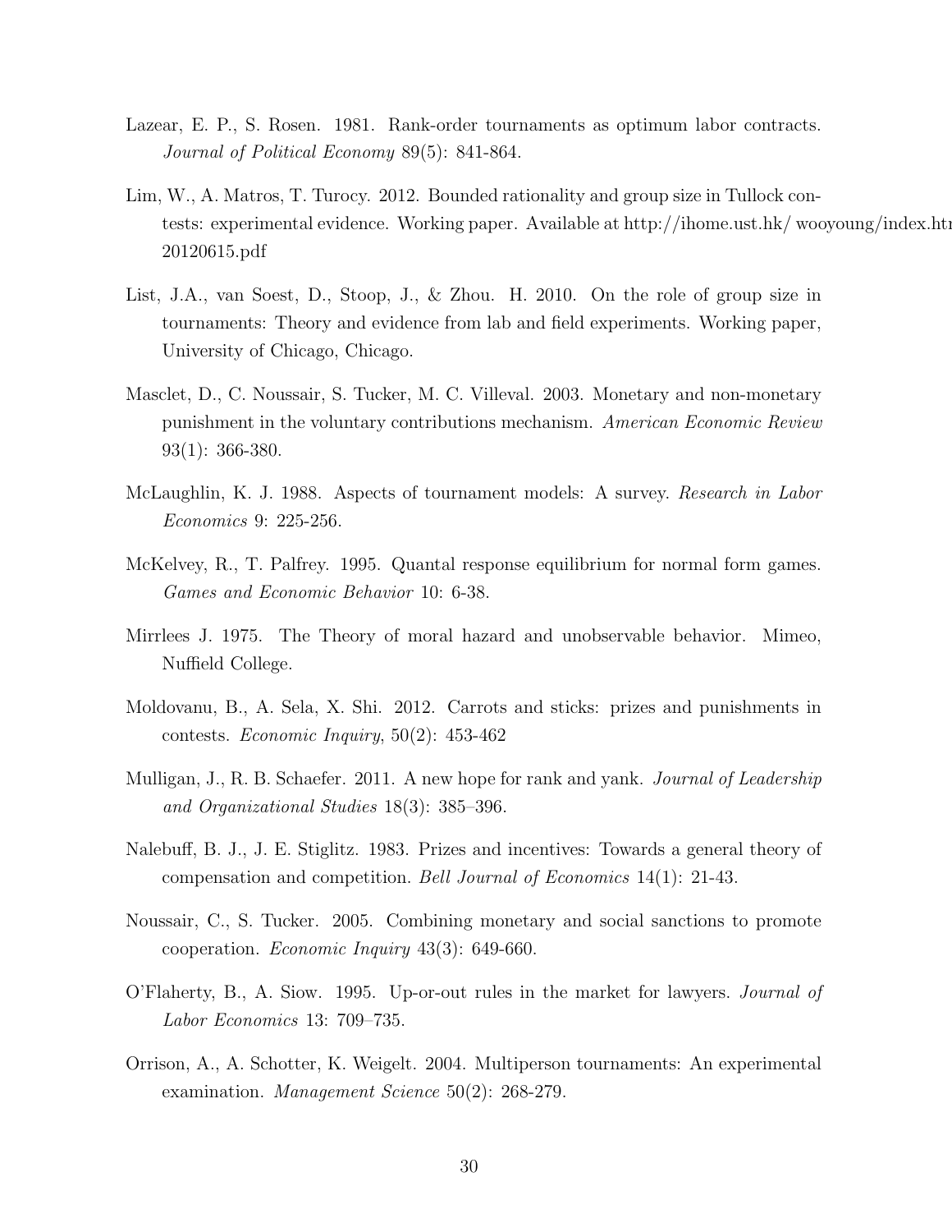Lazear, E. P., S. Rosen. 1981. Rank-order tournaments as optimum labor contracts. *Journal of Political Economy* 89(5): 841-864.

Lim, W., A. Matros, T. Turocy. 2012. Bounded rationality and group size in Tullock contests: experimental evidence. Working paper. Available at http://ihome.ust.hk/ wooyoung/index.html 20120615.pdf

List, J.A., van Soest, D., Stoop, J., & Zhou. H. 2010. On the role of group size in tournaments: Theory and evidence from lab and field experiments. Working paper, University of Chicago, Chicago.

Masclet, D., C. Noussair, S. Tucker, M. C. Villeval. 2003. Monetary and non-monetary punishment in the voluntary contributions mechanism. *American Economic Review* 93(1): 366-380.

McLaughlin, K. J. 1988. Aspects of tournament models: A survey. *Research in Labor Economics* 9: 225-256.

McKelvey, R., T. Palfrey. 1995. Quantal response equilibrium for normal form games. *Games and Economic Behavior* 10: 6-38.

Mirrlees J. 1975. The Theory of moral hazard and unobservable behavior. Mimeo, Nuffield College.

Moldovanu, B., A. Sela, X. Shi. 2012. Carrots and sticks: prizes and punishments in contests. *Economic Inquiry*, 50(2): 453-462

Mulligan, J., R. B. Schaefer. 2011. A new hope for rank and yank. *Journal of Leadership and Organizational Studies* 18(3): 385–396.

Nalebuff, B. J., J. E. Stiglitz. 1983. Prizes and incentives: Towards a general theory of compensation and competition. *Bell Journal of Economics* 14(1): 21-43.

Noussair, C., S. Tucker. 2005. Combining monetary and social sanctions to promote cooperation. *Economic Inquiry* 43(3): 649-660.

O'Flaherty, B., A. Siow. 1995. Up-or-out rules in the market for lawyers. *Journal of Labor Economics* 13: 709–735.

Orrison, A., A. Schotter, K. Weigelt. 2004. Multiperson tournaments: An experimental examination. *Management Science* 50(2): 268-279.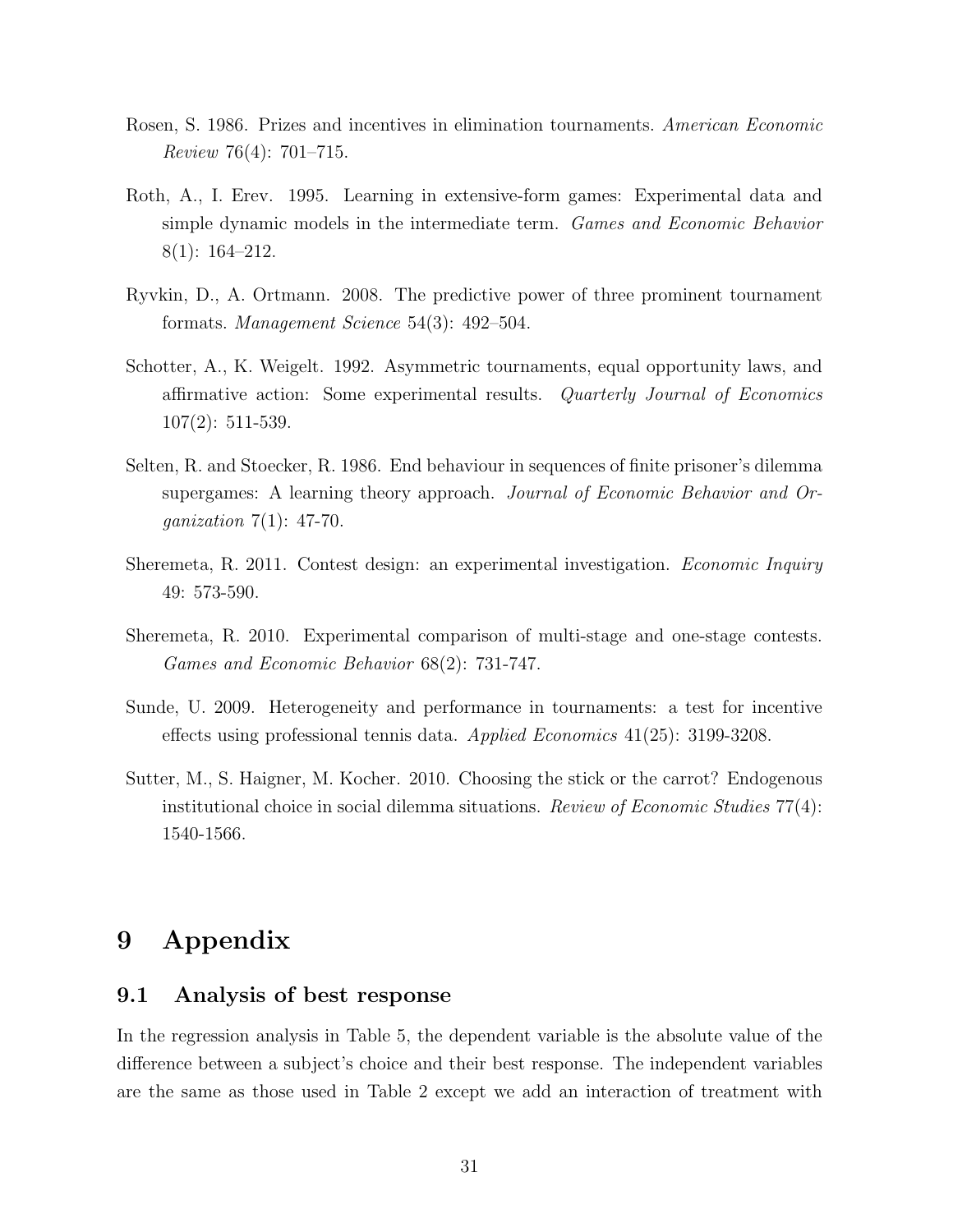Rosen, S. 1986. Prizes and incentives in elimination tournaments. *American Economic Review* 76(4): 701–715.

Roth, A., I. Erev. 1995. Learning in extensive-form games: Experimental data and simple dynamic models in the intermediate term. *Games and Economic Behavior* 8(1): 164–212.

Ryvkin, D., A. Ortmann. 2008. The predictive power of three prominent tournament formats. *Management Science* 54(3): 492–504.

Schotter, A., K. Weigelt. 1992. Asymmetric tournaments, equal opportunity laws, and affirmative action: Some experimental results. *Quarterly Journal of Economics* 107(2): 511-539.

Selten, R. and Stoecker, R. 1986. End behaviour in sequences of finite prisoner's dilemma supergames: A learning theory approach. *Journal of Economic Behavior and Organization* 7(1): 47-70.

Sheremeta, R. 2011. Contest design: an experimental investigation. *Economic Inquiry* 49: 573-590.

Sheremeta, R. 2010. Experimental comparison of multi-stage and one-stage contests. *Games and Economic Behavior* 68(2): 731-747.

Sunde, U. 2009. Heterogeneity and performance in tournaments: a test for incentive effects using professional tennis data. *Applied Economics* 41(25): 3199-3208.

Sutter, M., S. Haigner, M. Kocher. 2010. Choosing the stick or the carrot? Endogenous institutional choice in social dilemma situations. *Review of Economic Studies* 77(4): 1540-1566.

# 9 Appendix

## 9.1 Analysis of best response

In the regression analysis in Table 5, the dependent variable is the absolute value of the difference between a subject's choice and their best response. The independent variables are the same as those used in Table 2 except we add an interaction of treatment with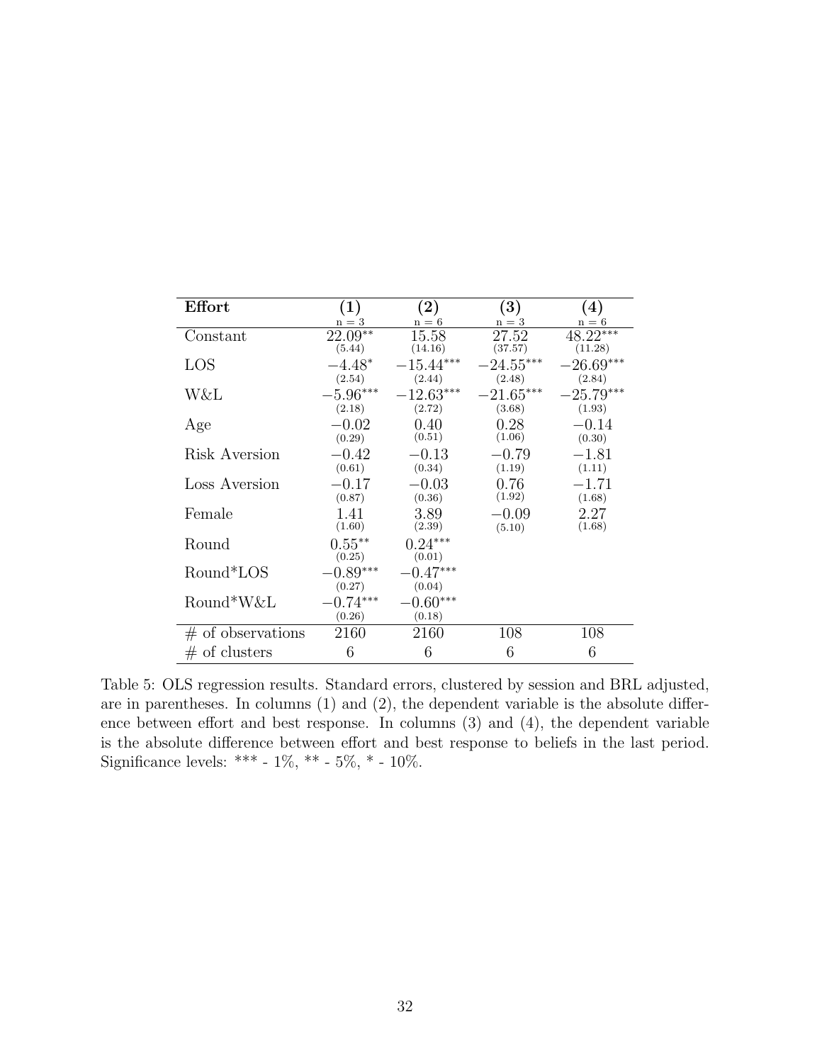| **Effort** | **(1)** n = 3 | **(2)** n = 6 | **(3)** n = 3 | **(4)** n = 6 |
|---|---|---|---|---|
| Constant | $22.09^{**}$ (5.44) | 15.58 (14.16) | 27.52 (37.57) | $48.22^{***}$ (11.28) |
| LOS | $-4.48^{*}$ (2.54) | $-15.44^{***}$ (2.44) | $-24.55^{***}$ (2.48) | $-26.69^{***}$ (2.84) |
| W&L | $-5.96^{***}$ (2.18) | $-12.63^{***}$ (2.72) | $-21.65^{***}$ (3.68) | $-25.79^{***}$ (1.93) |
| Age | $-0.02$ (0.29) | 0.40 (0.51) | 0.28 (1.06) | $-0.14$ (0.30) |
| Risk Aversion | $-0.42$ (0.61) | $-0.13$ (0.34) | $-0.79$ (1.19) | $-1.81$ (1.11) |
| Loss Aversion | $-0.17$ (0.87) | $-0.03$ (0.36) | 0.76 (1.92) | $-1.71$ (1.68) |
| Female | 1.41 (1.60) | 3.89 (2.39) | $-0.09$ (5.10) | 2.27 (1.68) |
| Round | $0.55^{**}$ (0.25) | $0.24^{***}$ (0.01) | | |
| Round*LOS | $-0.89^{***}$ (0.27) | $-0.47^{***}$ (0.04) | | |
| Round*W&L | $-0.74^{***}$ (0.26) | $-0.60^{***}$ (0.18) | | |
| # of observations | 2160 | 2160 | 108 | 108 |
| # of clusters | 6 | 6 | 6 | 6 |

Table 5: OLS regression results. Standard errors, clustered by session and BRL adjusted, are in parentheses. In columns (1) and (2), the dependent variable is the absolute difference between effort and best response. In columns (3) and (4), the dependent variable is the absolute difference between effort and best response to beliefs in the last period. Significance levels: *** - 1%, ** - 5%, * - 10%.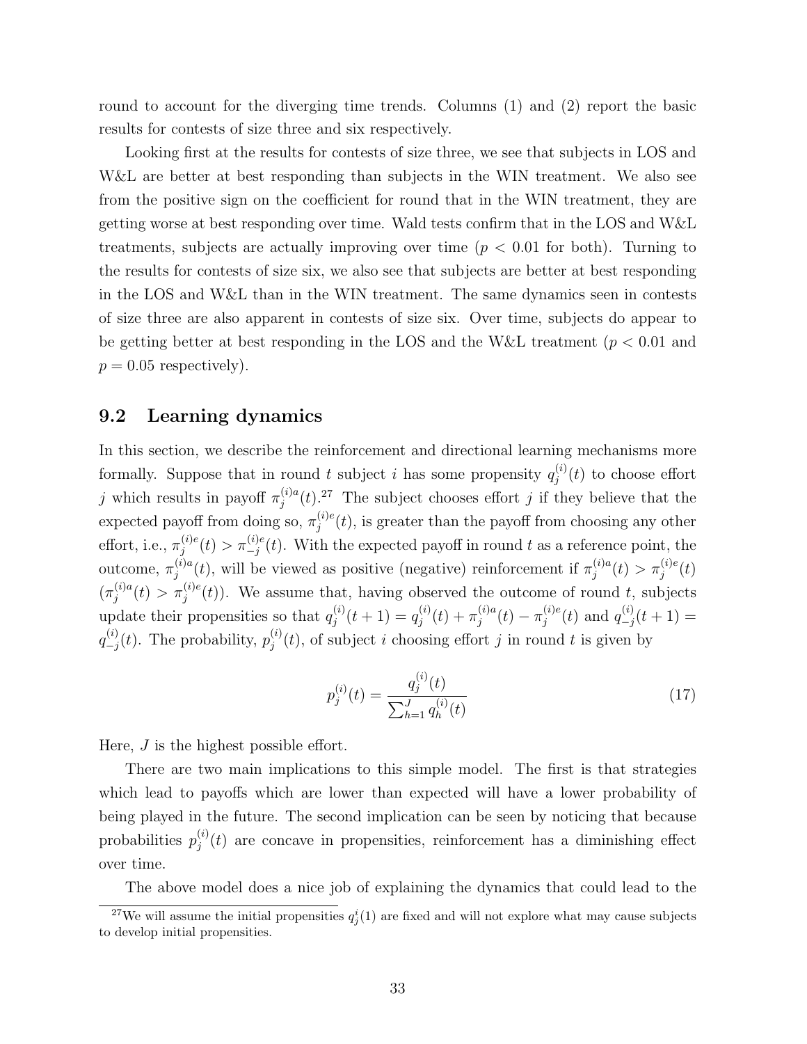round to account for the diverging time trends. Columns (1) and (2) report the basic results for contests of size three and six respectively.

Looking first at the results for contests of size three, we see that subjects in LOS and W&L are better at best responding than subjects in the WIN treatment. We also see from the positive sign on the coefficient for round that in the WIN treatment, they are getting worse at best responding over time. Wald tests confirm that in the LOS and W&L treatments, subjects are actually improving over time ($p < 0.01$ for both). Turning to the results for contests of size six, we also see that subjects are better at best responding in the LOS and W&L than in the WIN treatment. The same dynamics seen in contests of size three are also apparent in contests of size six. Over time, subjects do appear to be getting better at best responding in the LOS and the W&L treatment ($p < 0.01$ and $p = 0.05$ respectively).

## 9.2 Learning dynamics

In this section, we describe the reinforcement and directional learning mechanisms more formally. Suppose that in round $t$ subject $i$ has some propensity $q_j^{(i)}(t)$ to choose effort $j$ which results in payoff $\pi_j^{(i)a}(t)$.[27] The subject chooses effort $j$ if they believe that the expected payoff from doing so, $\pi_j^{(i)e}(t)$, is greater than the payoff from choosing any other effort, i.e., $\pi_j^{(i)e}(t) > \pi_{-j}^{(i)e}(t)$. With the expected payoff in round $t$ as a reference point, the outcome, $\pi_j^{(i)a}(t)$, will be viewed as positive (negative) reinforcement if $\pi_j^{(i)a}(t) > \pi_j^{(i)e}(t)$ ($\pi_j^{(i)a}(t) > \pi_j^{(i)e}(t)$). We assume that, having observed the outcome of round $t$, subjects update their propensities so that $q_j^{(i)}(t+1) = q_j^{(i)}(t) + \pi_j^{(i)a}(t) - \pi_j^{(i)e}(t)$ and $q_{-j}^{(i)}(t+1) = q_{-j}^{(i)}(t)$. The probability, $p_j^{(i)}(t)$, of subject $i$ choosing effort $j$ in round $t$ is given by

$$p_j^{(i)}(t) = \frac{q_j^{(i)}(t)}{\sum_{h=1}^{J} q_h^{(i)}(t)} \tag{17}$$

Here, $J$ is the highest possible effort.

There are two main implications to this simple model. The first is that strategies which lead to payoffs which are lower than expected will have a lower probability of being played in the future. The second implication can be seen by noticing that because probabilities $p_j^{(i)}(t)$ are concave in propensities, reinforcement has a diminishing effect over time.

The above model does a nice job of explaining the dynamics that could lead to the

[27] We will assume the initial propensities $q_j^i(1)$ are fixed and will not explore what may cause subjects to develop initial propensities.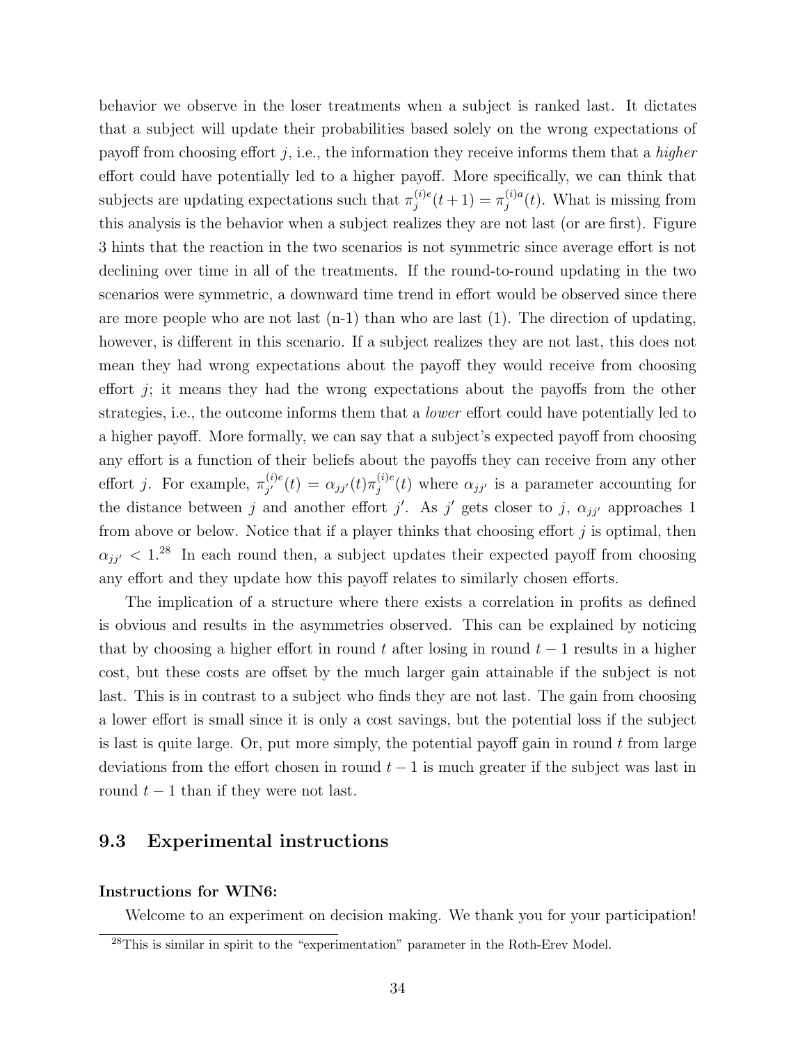behavior we observe in the loser treatments when a subject is ranked last. It dictates that a subject will update their probabilities based solely on the wrong expectations of payoff from choosing effort $j$, i.e., the information they receive informs them that a *higher* effort could have potentially led to a higher payoff. More specifically, we can think that subjects are updating expectations such that $\pi_j^{(i)e}(t+1) = \pi_j^{(i)a}(t)$. What is missing from this analysis is the behavior when a subject realizes they are not last (or are first). Figure 3 hints that the reaction in the two scenarios is not symmetric since average effort is not declining over time in all of the treatments. If the round-to-round updating in the two scenarios were symmetric, a downward time trend in effort would be observed since there are more people who are not last (n-1) than who are last (1). The direction of updating, however, is different in this scenario. If a subject realizes they are not last, this does not mean they had wrong expectations about the payoff they would receive from choosing effort $j$; it means they had the wrong expectations about the payoffs from the other strategies, i.e., the outcome informs them that a *lower* effort could have potentially led to a higher payoff. More formally, we can say that a subject's expected payoff from choosing any effort is a function of their beliefs about the payoffs they can receive from any other effort $j$. For example, $\pi_{j'}^{(i)e}(t) = \alpha_{jj'}(t)\pi_j^{(i)e}(t)$ where $\alpha_{jj'}$ is a parameter accounting for the distance between $j$ and another effort $j'$. As $j'$ gets closer to $j$, $\alpha_{jj'}$ approaches 1 from above or below. Notice that if a player thinks that choosing effort $j$ is optimal, then $\alpha_{jj'} < 1$.[28] In each round then, a subject updates their expected payoff from choosing any effort and they update how this payoff relates to similarly chosen efforts.

The implication of a structure where there exists a correlation in profits as defined is obvious and results in the asymmetries observed. This can be explained by noticing that by choosing a higher effort in round $t$ after losing in round $t-1$ results in a higher cost, but these costs are offset by the much larger gain attainable if the subject is not last. This is in contrast to a subject who finds they are not last. The gain from choosing a lower effort is small since it is only a cost savings, but the potential loss if the subject is last is quite large. Or, put more simply, the potential payoff gain in round $t$ from large deviations from the effort chosen in round $t-1$ is much greater if the subject was last in round $t-1$ than if they were not last.

## 9.3 Experimental instructions

**Instructions for WIN6:**

Welcome to an experiment on decision making. We thank you for your participation!

[28] This is similar in spirit to the "experimentation" parameter in the Roth-Erev Model.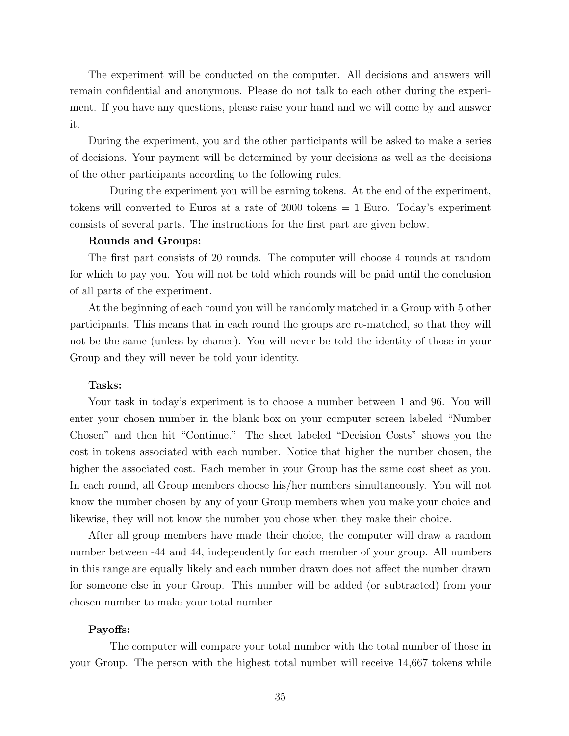The experiment will be conducted on the computer. All decisions and answers will remain confidential and anonymous. Please do not talk to each other during the experiment. If you have any questions, please raise your hand and we will come by and answer it.

During the experiment, you and the other participants will be asked to make a series of decisions. Your payment will be determined by your decisions as well as the decisions of the other participants according to the following rules.

During the experiment you will be earning tokens. At the end of the experiment, tokens will converted to Euros at a rate of 2000 tokens = 1 Euro. Today's experiment consists of several parts. The instructions for the first part are given below.

**Rounds and Groups:**

The first part consists of 20 rounds. The computer will choose 4 rounds at random for which to pay you. You will not be told which rounds will be paid until the conclusion of all parts of the experiment.

At the beginning of each round you will be randomly matched in a Group with 5 other participants. This means that in each round the groups are re-matched, so that they will not be the same (unless by chance). You will never be told the identity of those in your Group and they will never be told your identity.

**Tasks:**

Your task in today's experiment is to choose a number between 1 and 96. You will enter your chosen number in the blank box on your computer screen labeled "Number Chosen" and then hit "Continue." The sheet labeled "Decision Costs" shows you the cost in tokens associated with each number. Notice that higher the number chosen, the higher the associated cost. Each member in your Group has the same cost sheet as you. In each round, all Group members choose his/her numbers simultaneously. You will not know the number chosen by any of your Group members when you make your choice and likewise, they will not know the number you chose when they make their choice.

After all group members have made their choice, the computer will draw a random number between -44 and 44, independently for each member of your group. All numbers in this range are equally likely and each number drawn does not affect the number drawn for someone else in your Group. This number will be added (or subtracted) from your chosen number to make your total number.

**Payoffs:**

The computer will compare your total number with the total number of those in your Group. The person with the highest total number will receive 14,667 tokens while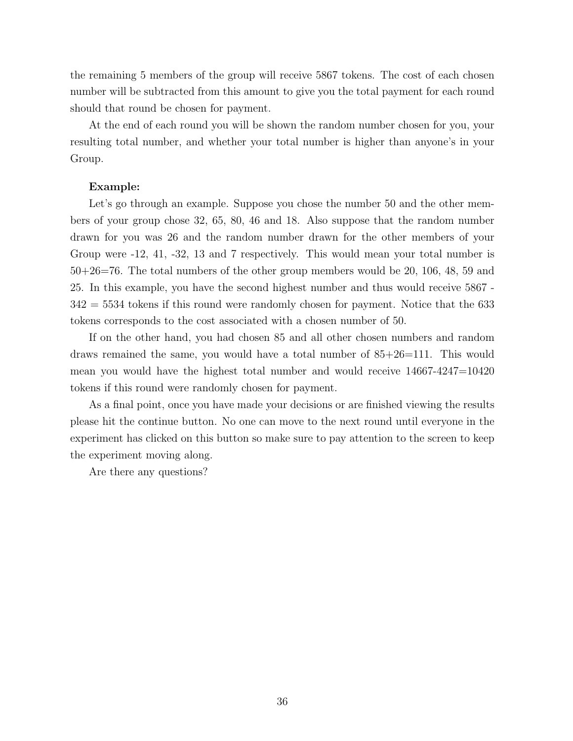the remaining 5 members of the group will receive 5867 tokens. The cost of each chosen number will be subtracted from this amount to give you the total payment for each round should that round be chosen for payment.

At the end of each round you will be shown the random number chosen for you, your resulting total number, and whether your total number is higher than anyone's in your Group.

**Example:**

Let's go through an example. Suppose you chose the number 50 and the other members of your group chose 32, 65, 80, 46 and 18. Also suppose that the random number drawn for you was 26 and the random number drawn for the other members of your Group were -12, 41, -32, 13 and 7 respectively. This would mean your total number is 50+26=76. The total numbers of the other group members would be 20, 106, 48, 59 and 25. In this example, you have the second highest number and thus would receive 5867 - 342 = 5534 tokens if this round were randomly chosen for payment. Notice that the 633 tokens corresponds to the cost associated with a chosen number of 50.

If on the other hand, you had chosen 85 and all other chosen numbers and random draws remained the same, you would have a total number of 85+26=111. This would mean you would have the highest total number and would receive 14667-4247=10420 tokens if this round were randomly chosen for payment.

As a final point, once you have made your decisions or are finished viewing the results please hit the continue button. No one can move to the next round until everyone in the experiment has clicked on this button so make sure to pay attention to the screen to keep the experiment moving along.

Are there any questions?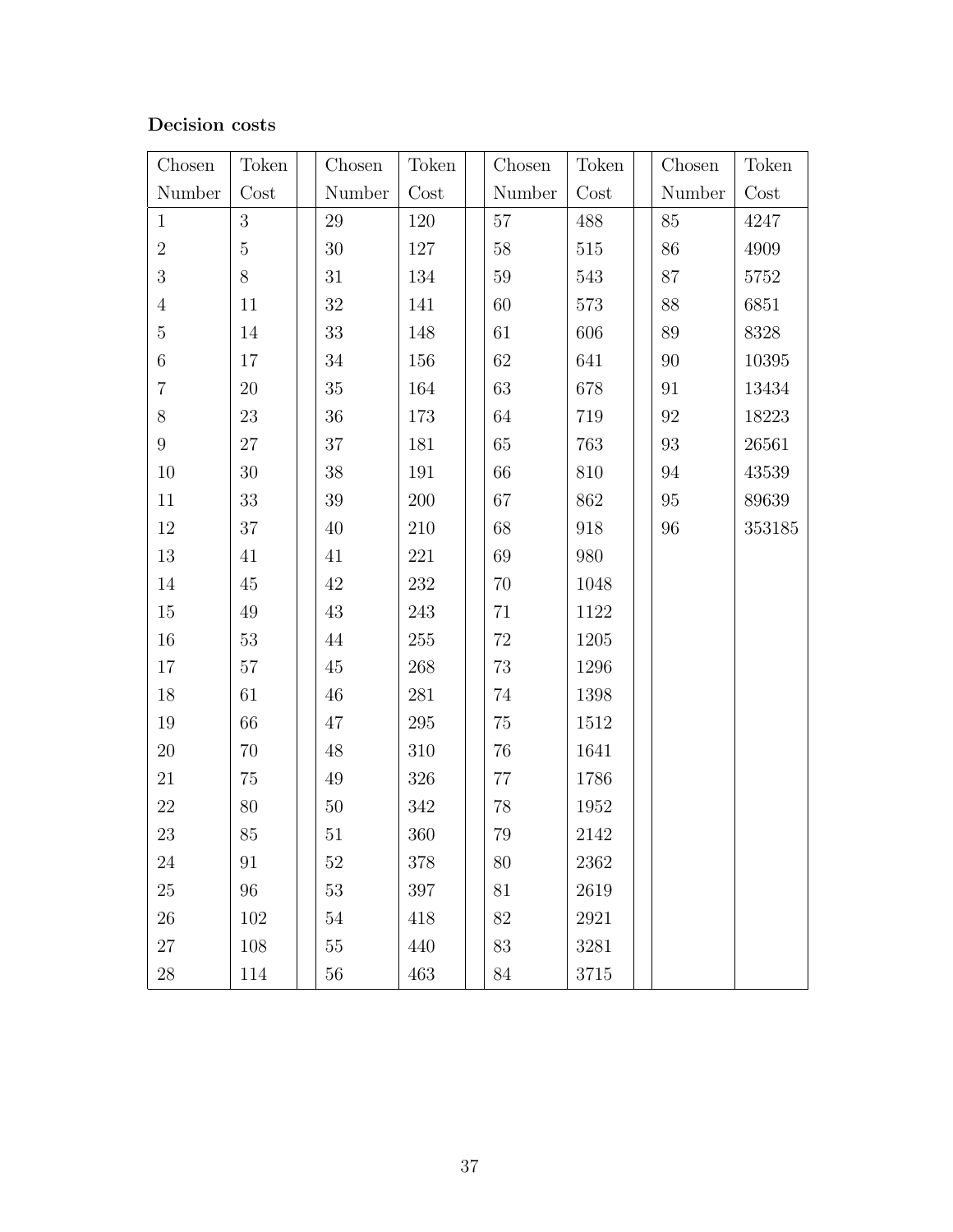**Decision costs**

| Chosen Number | Token Cost | | Chosen Number | Token Cost | | Chosen Number | Token Cost | | Chosen Number | Token Cost |
|---|---|---|---|---|---|---|---|---|---|---|
| 1 | 3 | | 29 | 120 | | 57 | 488 | | 85 | 4247 |
| 2 | 5 | | 30 | 127 | | 58 | 515 | | 86 | 4909 |
| 3 | 8 | | 31 | 134 | | 59 | 543 | | 87 | 5752 |
| 4 | 11 | | 32 | 141 | | 60 | 573 | | 88 | 6851 |
| 5 | 14 | | 33 | 148 | | 61 | 606 | | 89 | 8328 |
| 6 | 17 | | 34 | 156 | | 62 | 641 | | 90 | 10395 |
| 7 | 20 | | 35 | 164 | | 63 | 678 | | 91 | 13434 |
| 8 | 23 | | 36 | 173 | | 64 | 719 | | 92 | 18223 |
| 9 | 27 | | 37 | 181 | | 65 | 763 | | 93 | 26561 |
| 10 | 30 | | 38 | 191 | | 66 | 810 | | 94 | 43539 |
| 11 | 33 | | 39 | 200 | | 67 | 862 | | 95 | 89639 |
| 12 | 37 | | 40 | 210 | | 68 | 918 | | 96 | 353185 |
| 13 | 41 | | 41 | 221 | | 69 | 980 | | | |
| 14 | 45 | | 42 | 232 | | 70 | 1048 | | | |
| 15 | 49 | | 43 | 243 | | 71 | 1122 | | | |
| 16 | 53 | | 44 | 255 | | 72 | 1205 | | | |
| 17 | 57 | | 45 | 268 | | 73 | 1296 | | | |
| 18 | 61 | | 46 | 281 | | 74 | 1398 | | | |
| 19 | 66 | | 47 | 295 | | 75 | 1512 | | | |
| 20 | 70 | | 48 | 310 | | 76 | 1641 | | | |
| 21 | 75 | | 49 | 326 | | 77 | 1786 | | | |
| 22 | 80 | | 50 | 342 | | 78 | 1952 | | | |
| 23 | 85 | | 51 | 360 | | 79 | 2142 | | | |
| 24 | 91 | | 52 | 378 | | 80 | 2362 | | | |
| 25 | 96 | | 53 | 397 | | 81 | 2619 | | | |
| 26 | 102 | | 54 | 418 | | 82 | 2921 | | | |
| 27 | 108 | | 55 | 440 | | 83 | 3281 | | | |
| 28 | 114 | | 56 | 463 | | 84 | 3715 | | | |